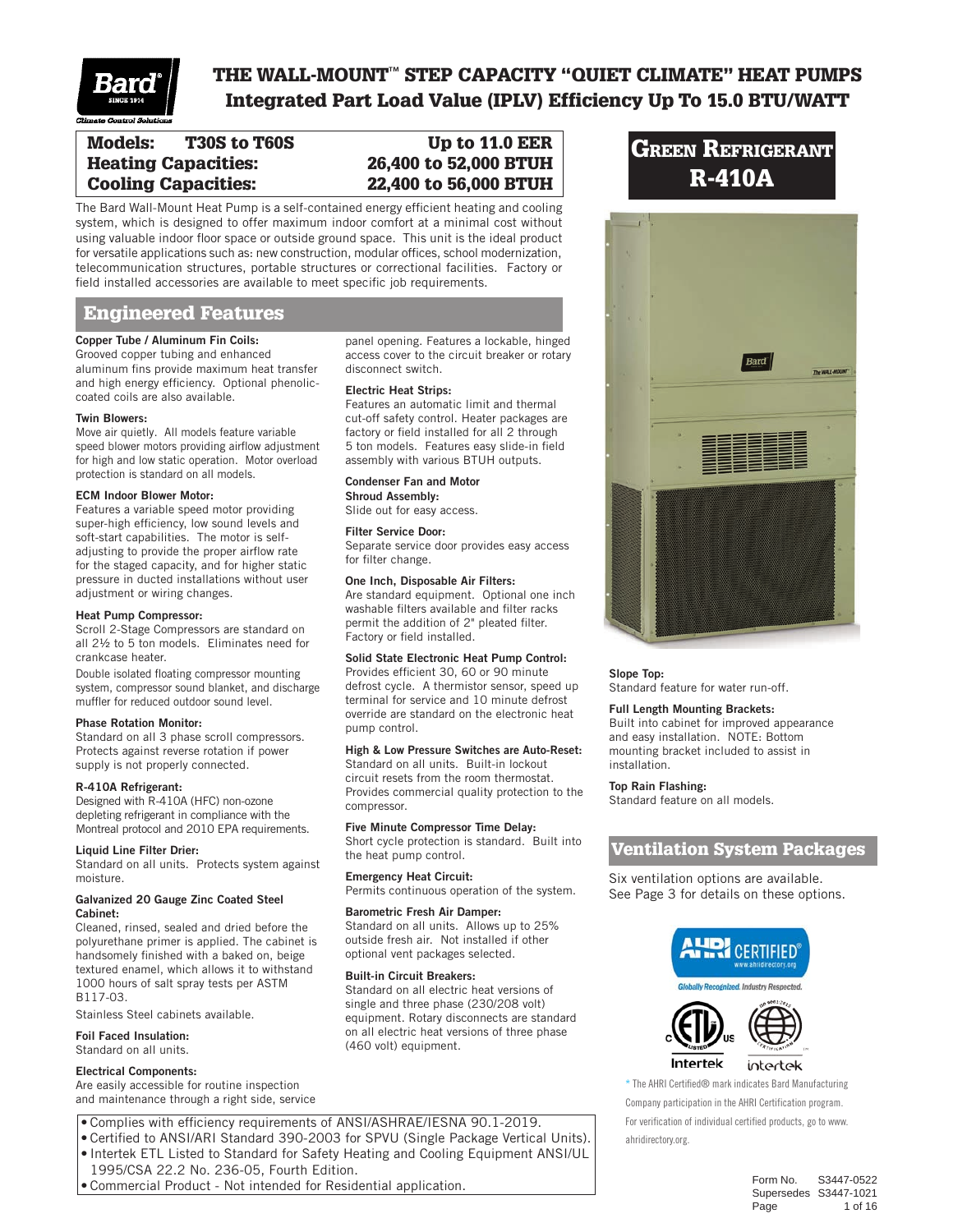# THE WALL-MOUNT™ STEP CAPACITY "QUIET CLIMATE" HEAT PUMPS
## Integrated Part Load Value (IPLV) Efficiency Up To 15.0 BTU/WATT

| | |
|---|---|
| **Models: T30S to T60S** | **Up to 11.0 EER** |
| **Heating Capacities:** | **26,400 to 52,000 BTUH** |
| **Cooling Capacities:** | **22,400 to 56,000 BTUH** |

**GREEN REFRIGERANT R-410A**

The Bard Wall-Mount Heat Pump is a self-contained energy efficient heating and cooling system, which is designed to offer maximum indoor comfort at a minimal cost without using valuable indoor floor space or outside ground space. This unit is the ideal product for versatile applications such as: new construction, modular offices, school modernization, telecommunication structures, portable structures or correctional facilities. Factory or field installed accessories are available to meet specific job requirements.

## Engineered Features

**Copper Tube / Aluminum Fin Coils:**
Grooved copper tubing and enhanced aluminum fins provide maximum heat transfer and high energy efficiency. Optional phenolic-coated coils are also available.

**Twin Blowers:**
Move air quietly. All models feature variable speed blower motors providing airflow adjustment for high and low static operation. Motor overload protection is standard on all models.

**ECM Indoor Blower Motor:**
Features a variable speed motor providing super-high efficiency, low sound levels and soft-start capabilities. The motor is self-adjusting to provide the proper airflow rate for the staged capacity, and for higher static pressure in ducted installations without user adjustment or wiring changes.

**Heat Pump Compressor:**
Scroll 2-Stage Compressors are standard on all 2½ to 5 ton models. Eliminates need for crankcase heater.

Double isolated floating compressor mounting system, compressor sound blanket, and discharge muffler for reduced outdoor sound level.

**Phase Rotation Monitor:**
Standard on all 3 phase scroll compressors. Protects against reverse rotation if power supply is not properly connected.

**R-410A Refrigerant:**
Designed with R-410A (HFC) non-ozone depleting refrigerant in compliance with the Montreal protocol and 2010 EPA requirements.

**Liquid Line Filter Drier:**
Standard on all units. Protects system against moisture.

**Galvanized 20 Gauge Zinc Coated Steel Cabinet:**
Cleaned, rinsed, sealed and dried before the polyurethane primer is applied. The cabinet is handsomely finished with a baked on, beige textured enamel, which allows it to withstand 1000 hours of salt spray tests per ASTM B117-03.

Stainless Steel cabinets available.

**Foil Faced Insulation:**
Standard on all units.

**Electrical Components:**
Are easily accessible for routine inspection and maintenance through a right side, service panel opening. Features a lockable, hinged access cover to the circuit breaker or rotary disconnect switch.

**Electric Heat Strips:**
Features an automatic limit and thermal cut-off safety control. Heater packages are factory or field installed for all 2 through 5 ton models. Features easy slide-in field assembly with various BTUH outputs.

**Condenser Fan and Motor Shroud Assembly:**
Slide out for easy access.

**Filter Service Door:**
Separate service door provides easy access for filter change.

**One Inch, Disposable Air Filters:**
Are standard equipment. Optional one inch washable filters available and filter racks permit the addition of 2" pleated filter. Factory or field installed.

**Solid State Electronic Heat Pump Control:**
Provides efficient 30, 60 or 90 minute defrost cycle. A thermistor sensor, speed up terminal for service and 10 minute defrost override are standard on the electronic heat pump control.

**High & Low Pressure Switches are Auto-Reset:**
Standard on all units. Built-in lockout circuit resets from the room thermostat. Provides commercial quality protection to the compressor.

**Five Minute Compressor Time Delay:**
Short cycle protection is standard. Built into the heat pump control.

**Emergency Heat Circuit:**
Permits continuous operation of the system.

**Barometric Fresh Air Damper:**
Standard on all units. Allows up to 25% outside fresh air. Not installed if other optional vent packages selected.

**Built-in Circuit Breakers:**
Standard on all electric heat versions of single and three phase (230/208 volt) equipment. Rotary disconnects are standard on all electric heat versions of three phase (460 volt) equipment.

**Slope Top:**
Standard feature for water run-off.

**Full Length Mounting Brackets:**
Built into cabinet for improved appearance and easy installation. NOTE: Bottom mounting bracket included to assist in installation.

**Top Rain Flashing:**
Standard feature on all models.

## Ventilation System Packages

Six ventilation options are available. See Page 3 for details on these options.

- Complies with efficiency requirements of ANSI/ASHRAE/IESNA 90.1-2019.
- Certified to ANSI/ARI Standard 390-2003 for SPVU (Single Package Vertical Units).
- Intertek ETL Listed to Standard for Safety Heating and Cooling Equipment ANSI/UL 1995/CSA 22.2 No. 236-05, Fourth Edition.
- Commercial Product - Not intended for Residential application.

AHRI CERTIFIED® www.ahridirectory.org — Globally Recognized. Industry Respected.

Intertek

\* The AHRI Certified® mark indicates Bard Manufacturing Company participation in the AHRI Certification program. For verification of individual certified products, go to www.ahridirectory.org.

Form No. S3447-0522
Supersedes S3447-1021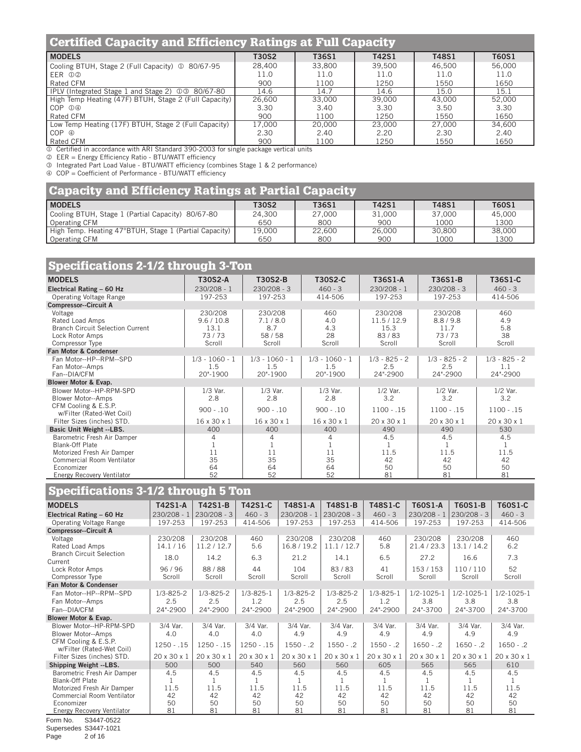## Certified Capacity and Efficiency Ratings at Full Capacity

| MODELS | T30S2 | T36S1 | T42S1 | T48S1 | T60S1 |
|---|---|---|---|---|---|
| Cooling BTUH, Stage 2 (Full Capacity) ① 80/67-95 | 28,400 | 33,800 | 39,500 | 46,500 | 56,000 |
| EER ①② | 11.0 | 11.0 | 11.0 | 11.0 | 11.0 |
| Rated CFM | 900 | 1100 | 1250 | 1550 | 1650 |
| IPLV (Integrated Stage 1 and Stage 2) ①③ 80/67-80 | 14.6 | 14.7 | 14.6 | 15.0 | 15.1 |
| High Temp Heating (47F) BTUH, Stage 2 (Full Capacity) | 26,600 | 33,000 | 39,000 | 43,000 | 52,000 |
| COP ①④ | 3.30 | 3.40 | 3.30 | 3.50 | 3.30 |
| Rated CFM | 900 | 1100 | 1250 | 1550 | 1650 |
| Low Temp Heating (17F) BTUH, Stage 2 (Full Capacity) | 17,000 | 20,000 | 23,000 | 27,000 | 34,600 |
| COP ④ | 2.30 | 2.40 | 2.20 | 2.30 | 2.40 |
| Rated CFM | 900 | 1100 | 1250 | 1550 | 1650 |

① Certified in accordance with ARI Standard 390-2003 for single package vertical units
② EER = Energy Efficiency Ratio - BTU/WATT efficiency
③ Integrated Part Load Value - BTU/WATT efficiency (combines Stage 1 & 2 performance)
④ COP = Coefficient of Performance - BTU/WATT efficiency

## Capacity and Efficiency Ratings at Partial Capacity

| MODELS | T30S2 | T36S1 | T42S1 | T48S1 | T60S1 |
|---|---|---|---|---|---|
| Cooling BTUH, Stage 1 (Partial Capacity) 80/67-80 | 24,300 | 27,000 | 31,000 | 37,000 | 45,000 |
| Operating CFM | 650 | 800 | 900 | 1000 | 1300 |
| High Temp. Heating 47°BTUH, Stage 1 (Partial Capacity) | 19,000 | 22,600 | 26,000 | 30,800 | 38,000 |
| Operating CFM | 650 | 800 | 900 | 1000 | 1300 |

## Specifications 2-1/2 through 3-Ton

| MODELS | T30S2-A | T30S2-B | T30S2-C | T36S1-A | T36S1-B | T36S1-C |
|---|---|---|---|---|---|---|
| **Electrical Rating – 60 Hz** | 230/208 - 1 | 230/208 - 3 | 460 - 3 | 230/208 - 1 | 230/208 - 3 | 460 - 3 |
| Operating Voltage Range | 197-253 | 197-253 | 414-506 | 197-253 | 197-253 | 414-506 |
| **Compressor--Circuit A** | | | | | | |
| Voltage | 230/208 | 230/208 | 460 | 230/208 | 230/208 | 460 |
| Rated Load Amps | 9.6 / 10.8 | 7.1 / 8.0 | 4.0 | 11.5 / 12.9 | 8.8 / 9.8 | 4.9 |
| Branch Circuit Selection Current | 13.1 | 8.7 | 4.3 | 15.3 | 11.7 | 5.8 |
| Lock Rotor Amps | 73 / 73 | 58 / 58 | 28 | 83 / 83 | 73 / 73 | 38 |
| Compressor Type | Scroll | Scroll | Scroll | Scroll | Scroll | Scroll |
| **Fan Motor & Condenser** | | | | | | |
| Fan Motor--HP--RPM--SPD | 1/3 - 1060 - 1 | 1/3 - 1060 - 1 | 1/3 - 1060 - 1 | 1/3 - 825 - 2 | 1/3 - 825 - 2 | 1/3 - 825 - 2 |
| Fan Motor--Amps | 1.5 | 1.5 | 1.5 | 2.5 | 2.5 | 1.1 |
| Fan--DIA/CFM | 20"-1900 | 20"-1900 | 20"-1900 | 24"-2900 | 24"-2900 | 24"-2900 |
| **Blower Motor & Evap.** | | | | | | |
| Blower Motor--HP-RPM-SPD | 1/3 Var. | 1/3 Var. | 1/3 Var. | 1/2 Var. | 1/2 Var. | 1/2 Var. |
| Blower Motor--Amps | 2.8 | 2.8 | 2.8 | 3.2 | 3.2 | 3.2 |
| CFM Cooling & E.S.P. w/Filter (Rated-Wet Coil) | 900 - .10 | 900 - .10 | 900 - .10 | 1100 - .15 | 1100 - .15 | 1100 - .15 |
| Filter Sizes (inches) STD. | 16 x 30 x 1 | 16 x 30 x 1 | 16 x 30 x 1 | 20 x 30 x 1 | 20 x 30 x 1 | 20 x 30 x 1 |
| **Basic Unit Weight --LBS.** | 400 | 400 | 400 | 490 | 490 | 530 |
| Barometric Fresh Air Damper | 4 | 4 | 4 | 4.5 | 4.5 | 4.5 |
| Blank-Off Plate | 1 | 1 | 1 | 1 | 1 | 1 |
| Motorized Fresh Air Damper | 11 | 11 | 11 | 11.5 | 11.5 | 11.5 |
| Commercial Room Ventilator | 35 | 35 | 35 | 42 | 42 | 42 |
| Economizer | 64 | 64 | 64 | 50 | 50 | 50 |
| Energy Recovery Ventilator | 52 | 52 | 52 | 81 | 81 | 81 |

## Specifications 3-1/2 through 5 Ton

| MODELS | T42S1-A | T42S1-B | T42S1-C | T48S1-A | T48S1-B | T48S1-C | T60S1-A | T60S1-B | T60S1-C |
|---|---|---|---|---|---|---|---|---|---|
| **Electrical Rating – 60 Hz** | 230/208 - 1 | 230/208 - 3 | 460 - 3 | 230/208 - 1 | 230/208 - 3 | 460 - 3 | 230/208 - 1 | 230/208 - 3 | 460 - 3 |
| Operating Voltage Range | 197-253 | 197-253 | 414-506 | 197-253 | 197-253 | 414-506 | 197-253 | 197-253 | 414-506 |
| **Compressor--Circuit A** | | | | | | | | | |
| Voltage | 230/208 | 230/208 | 460 | 230/208 | 230/208 | 460 | 230/208 | 230/208 | 460 |
| Rated Load Amps | 14.1 / 16 | 11.2 / 12.7 | 5.6 | 16.8 / 19.2 | 11.1 / 12.7 | 5.8 | 21.4 / 23.3 | 13.1 / 14.2 | 6.2 |
| Branch Circuit Selection Current | 18.0 | 14.2 | 6.3 | 21.2 | 14.1 | 6.5 | 27.2 | 16.6 | 7.3 |
| Lock Rotor Amps | 96 / 96 | 88 / 88 | 44 | 104 | 83 / 83 | 41 | 153 / 153 | 110 / 110 | 52 |
| Compressor Type | Scroll | Scroll | Scroll | Scroll | Scroll | Scroll | Scroll | Scroll | Scroll |
| **Fan Motor & Condenser** | | | | | | | | | |
| Fan Motor--HP--RPM--SPD | 1/3-825-2 | 1/3-825-2 | 1/3-825-1 | 1/3-825-2 | 1/3-825-2 | 1/3-825-1 | 1/2-1025-1 | 1/2-1025-1 | 1/2-1025-1 |
| Fan Motor--Amps | 2.5 | 2.5 | 1.2 | 2.5 | 2.5 | 1.2 | 3.8 | 3.8 | 3.8 |
| Fan--DIA/CFM | 24"-2900 | 24"-2900 | 24"-2900 | 24"-2900 | 24"-2900 | 24"-2900 | 24"-3700 | 24"-3700 | 24"-3700 |
| **Blower Motor & Evap.** | | | | | | | | | |
| Blower Motor--HP-RPM-SPD | 3/4 Var. | 3/4 Var. | 3/4 Var. | 3/4 Var. | 3/4 Var. | 3/4 Var. | 3/4 Var. | 3/4 Var. | 3/4 Var. |
| Blower Motor--Amps | 4.0 | 4.0 | 4.0 | 4.9 | 4.9 | 4.9 | 4.9 | 4.9 | 4.9 |
| CFM Cooling & E.S.P. w/Filter (Rated-Wet Coil) | 1250 - .15 | 1250 - .15 | 1250 - .15 | 1550 - .2 | 1550 - .2 | 1550 - .2 | 1650 - .2 | 1650 - .2 | 1650 - .2 |
| Filter Sizes (inches) STD. | 20 x 30 x 1 | 20 x 30 x 1 | 20 x 30 x 1 | 20 x 30 x 1 | 20 x 30 x 1 | 20 x 30 x 1 | 20 x 30 x 1 | 20 x 30 x 1 | 20 x 30 x 1 |
| **Shipping Weight --LBS.** | 500 | 500 | 540 | 560 | 560 | 605 | 565 | 565 | 610 |
| Barometric Fresh Air Damper | 4.5 | 4.5 | 4.5 | 4.5 | 4.5 | 4.5 | 4.5 | 4.5 | 4.5 |
| Blank-Off Plate | 1 | 1 | 1 | 1 | 1 | 1 | 1 | 1 | 1 |
| Motorized Fresh Air Damper | 11.5 | 11.5 | 11.5 | 11.5 | 11.5 | 11.5 | 11.5 | 11.5 | 11.5 |
| Commercial Room Ventilator | 42 | 42 | 42 | 42 | 42 | 42 | 42 | 42 | 42 |
| Economizer | 50 | 50 | 50 | 50 | 50 | 50 | 50 | 50 | 50 |
| Energy Recovery Ventilator | 81 | 81 | 81 | 81 | 81 | 81 | 81 | 81 | 81 |

Form No. S3447-0522
Supersedes S3447-1021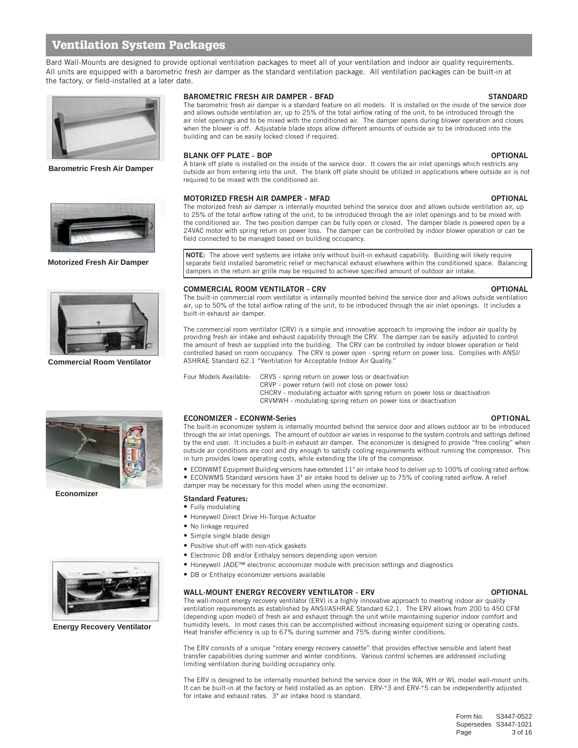# Ventilation System Packages

Bard Wall-Mounts are designed to provide optional ventilation packages to meet all of your ventilation and indoor air quality requirements. All units are equipped with a barometric fresh air damper as the standard ventilation package. All ventilation packages can be built-in at the factory, or field-installed at a later date.

Barometric Fresh Air Damper

### BAROMETRIC FRESH AIR DAMPER - BFAD — STANDARD

The barometric fresh air damper is a standard feature on all models. It is installed on the inside of the service door and allows outside ventilation air, up to 25% of the total airflow rating of the unit, to be introduced through the air inlet openings and to be mixed with the conditioned air. The damper opens during blower operation and closes when the blower is off. Adjustable blade stops allow different amounts of outside air to be introduced into the building and can be easily locked closed if required.

### BLANK OFF PLATE - BOP — OPTIONAL

A blank off plate is installed on the inside of the service door. It covers the air inlet openings which restricts any outside air from entering into the unit. The blank off plate should be utilized in applications where outside air is not required to be mixed with the conditioned air.

Motorized Fresh Air Damper

### MOTORIZED FRESH AIR DAMPER - MFAD — OPTIONAL

The motorized fresh air damper is internally mounted behind the service door and allows outside ventilation air, up to 25% of the total airflow rating of the unit, to be introduced through the air inlet openings and to be mixed with the conditioned air. The two position damper can be fully open or closed. The damper blade is powered open by a 24VAC motor with spring return on power loss. The damper can be controlled by indoor blower operation or can be field connected to be managed based on building occupancy.

**NOTE:** The above vent systems are intake only without built-in exhaust capability. Building will likely require separate field installed barometric relief or mechanical exhaust elsewhere within the conditioned space. Balancing dampers in the return air grille may be required to achieve specified amount of outdoor air intake.

Commercial Room Ventilator

### COMMERCIAL ROOM VENTILATOR - CRV — OPTIONAL

The built-in commercial room ventilator is internally mounted behind the service door and allows outside ventilation air, up to 50% of the total airflow rating of the unit, to be introduced through the air inlet openings. It includes a built-in exhaust air damper.

The commercial room ventilator (CRV) is a simple and innovative approach to improving the indoor air quality by providing fresh air intake and exhaust capability through the CRV. The damper can be easily adjusted to control the amount of fresh air supplied into the building. The CRV can be controlled by indoor blower operation or field controlled based on room occupancy. The CRV is power open - spring return on power loss. Complies with ANSI/ ASHRAE Standard 62.1 "Ventilation for Acceptable Indoor Air Quality."

Four Models Available:
- CRVS - spring return on power loss or deactivation
- CRVP - power return (will not close on power loss)
- CHCRV - modulating actuator with spring return on power loss or deactivation
- CRVMWH - modulating spring return on power loss or deactivation

Economizer

### ECONOMIZER - ECONWM-Series — OPTIONAL

The built-in economizer system is internally mounted behind the service door and allows outdoor air to be introduced through the air inlet openings. The amount of outdoor air varies in response to the system controls and settings defined by the end user. It includes a built-in exhaust air damper. The economizer is designed to provide "free cooling" when outside air conditions are cool and dry enough to satisfy cooling requirements without running the compressor. This in turn provides lower operating costs, while extending the life of the compressor.

- ECONWMT Equipment Building versions have extended 11" air intake hood to deliver up to 100% of cooling rated airflow.
- ECONWMS Standard versions have 3" air intake hood to deliver up to 75% of cooling rated airflow. A relief damper may be necessary for this model when using the economizer.

**Standard Features:**
- Fully modulating
- Honeywell Direct Drive Hi-Torque Actuator
- No linkage required
- Simple single blade design
- Positive shut-off with non-stick gaskets
- Electronic DB and/or Enthalpy sensors depending upon version
- Honeywell JADE™ electronic economizer module with precision settings and diagnostics
- DB or Enthalpy economizer versions available

Energy Recovery Ventilator

### WALL-MOUNT ENERGY RECOVERY VENTILATOR - ERV — OPTIONAL

The wall-mount energy recovery ventilator (ERV) is a highly innovative approach to meeting indoor air quality ventilation requirements as established by ANSI/ASHRAE Standard 62.1. The ERV allows from 200 to 450 CFM (depending upon model) of fresh air and exhaust through the unit while maintaining superior indoor comfort and humidity levels. In most cases this can be accomplished without increasing equipment sizing or operating costs. Heat transfer efficiency is up to 67% during summer and 75% during winter conditions.

The ERV consists of a unique "rotary energy recovery cassette" that provides effective sensible and latent heat transfer capabilities during summer and winter conditions. Various control schemes are addressed including limiting ventilation during building occupancy only.

The ERV is designed to be internally mounted behind the service door in the WA, WH or WL model wall-mount units. It can be built-in at the factory or field installed as an option. ERV-*3 and ERV-*5 can be independently adjusted for intake and exhaust rates. 3" air intake hood is standard.

Form No. S3447-0522
Supersedes S3447-1021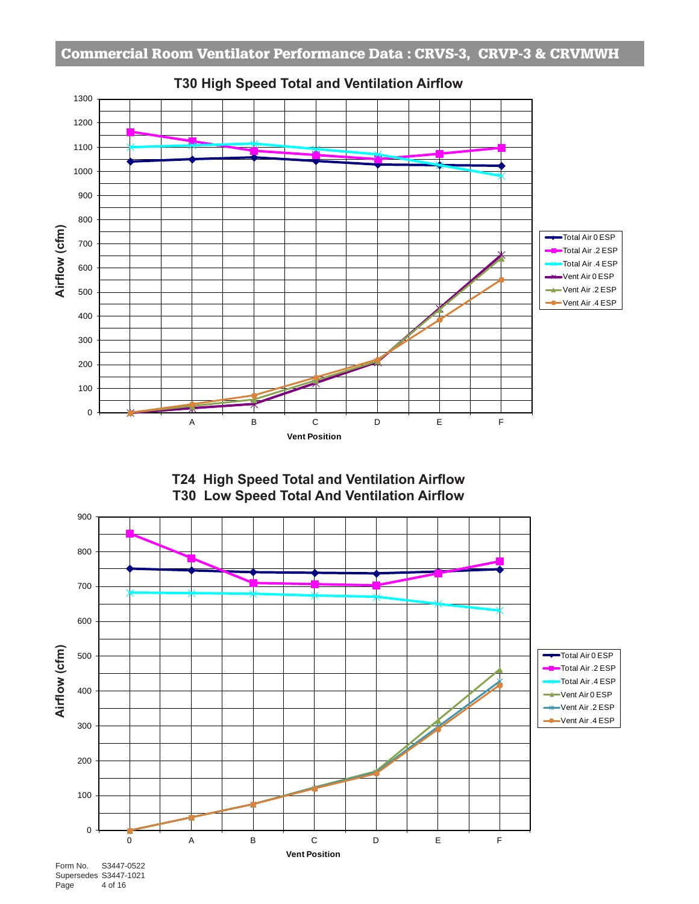## Commercial Room Ventilator Performance Data : CRVS-3, CRVP-3 & CRVMWH

### T30 High Speed Total and Ventilation Airflow

Airflow (cfm) vs. Vent Position (0, A, B, C, D, E, F)

Legend: Total Air 0 ESP, Total Air .2 ESP, Total Air .4 ESP, Vent Air 0 ESP, Vent Air .2 ESP, Vent Air .4 ESP

### T24 High Speed Total and Ventilation Airflow
### T30 Low Speed Total And Ventilation Airflow

Airflow (cfm) vs. Vent Position (0, A, B, C, D, E, F)

Legend: Total Air 0 ESP, Total Air .2 ESP, Total Air .4 ESP, Vent Air 0 ESP, Vent Air .2 ESP, Vent Air .4 ESP

Form No. S3447-0522
Supersedes S3447-1021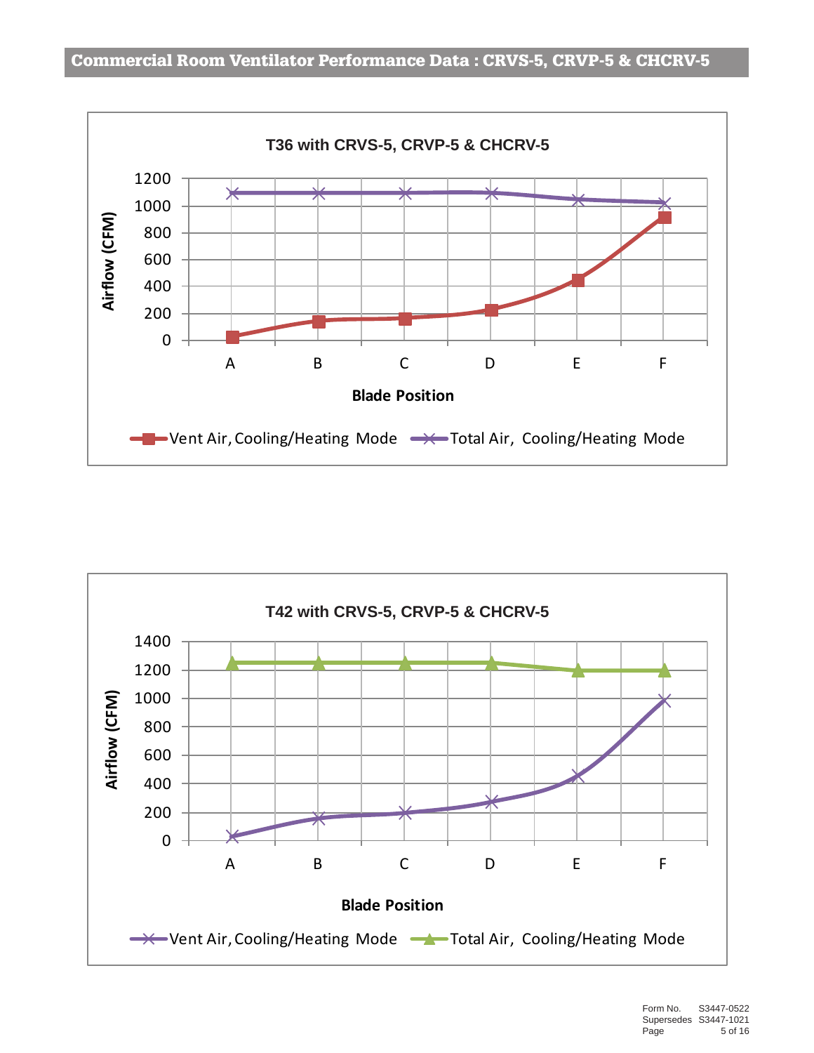## Commercial Room Ventilator Performance Data : CRVS-5, CRVP-5 & CHCRV-5

**T36 with CRVS-5, CRVP-5 & CHCRV-5**

Airflow (CFM)

1200
1000
800
600
400
200
0

A B C D E F

**Blade Position**

Vent Air, Cooling/Heating Mode — Total Air, Cooling/Heating Mode

**T42 with CRVS-5, CRVP-5 & CHCRV-5**

Airflow (CFM)

1400
1200
1000
800
600
400
200
0

A B C D E F

**Blade Position**

Vent Air, Cooling/Heating Mode — Total Air, Cooling/Heating Mode

Form No. S3447-0522
Supersedes S3447-1021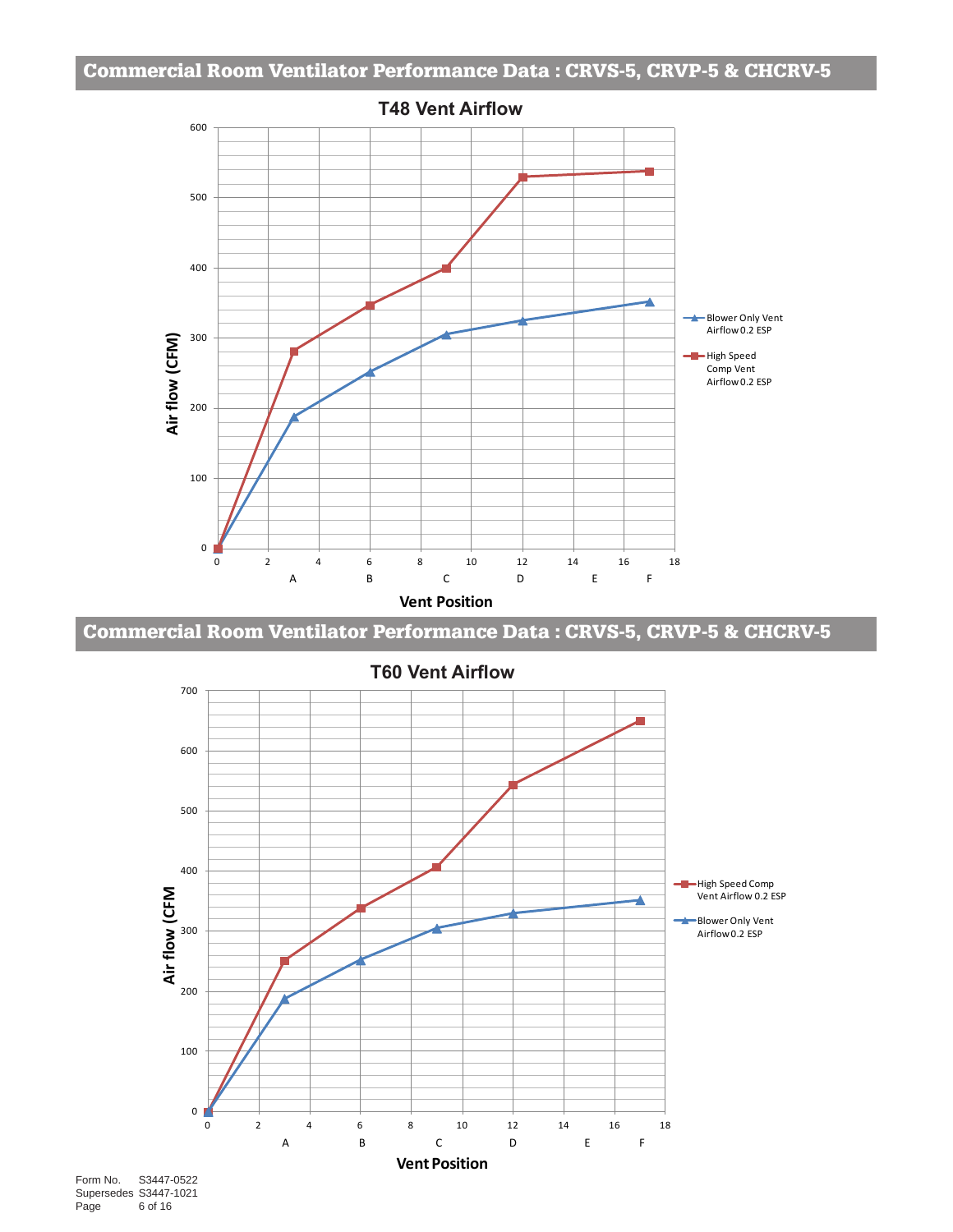## Commercial Room Ventilator Performance Data : CRVS-5, CRVP-5 & CHCRV-5

**T48 Vent Airflow**

Air flow (CFM) vs. Vent Position

| Vent Position | Blower Only Vent Airflow 0.2 ESP | High Speed Comp Vent Airflow 0.2 ESP |
|---|---|---|
| 0 | 0 | 0 |
| A (3) | ~188 | ~281 |
| B (6) | ~252 | ~347 |
| C (9) | ~305 | ~400 |
| D (12) | ~325 | ~529 |
| F (17) | ~352 | ~538 |

## Commercial Room Ventilator Performance Data : CRVS-5, CRVP-5 & CHCRV-5

**T60 Vent Airflow**

Air flow (CFM vs. Vent Position

| Vent Position | High Speed Comp Vent Airflow 0.2 ESP | Blower Only Vent Airflow 0.2 ESP |
|---|---|---|
| 0 | 0 | 0 |
| A (3) | ~250 | ~187 |
| B (6) | ~338 | ~252 |
| C (9) | ~406 | ~305 |
| D (12) | ~543 | ~330 |
| F (17) | ~650 | ~352 |

Form No. S3447-0522
Supersedes S3447-1021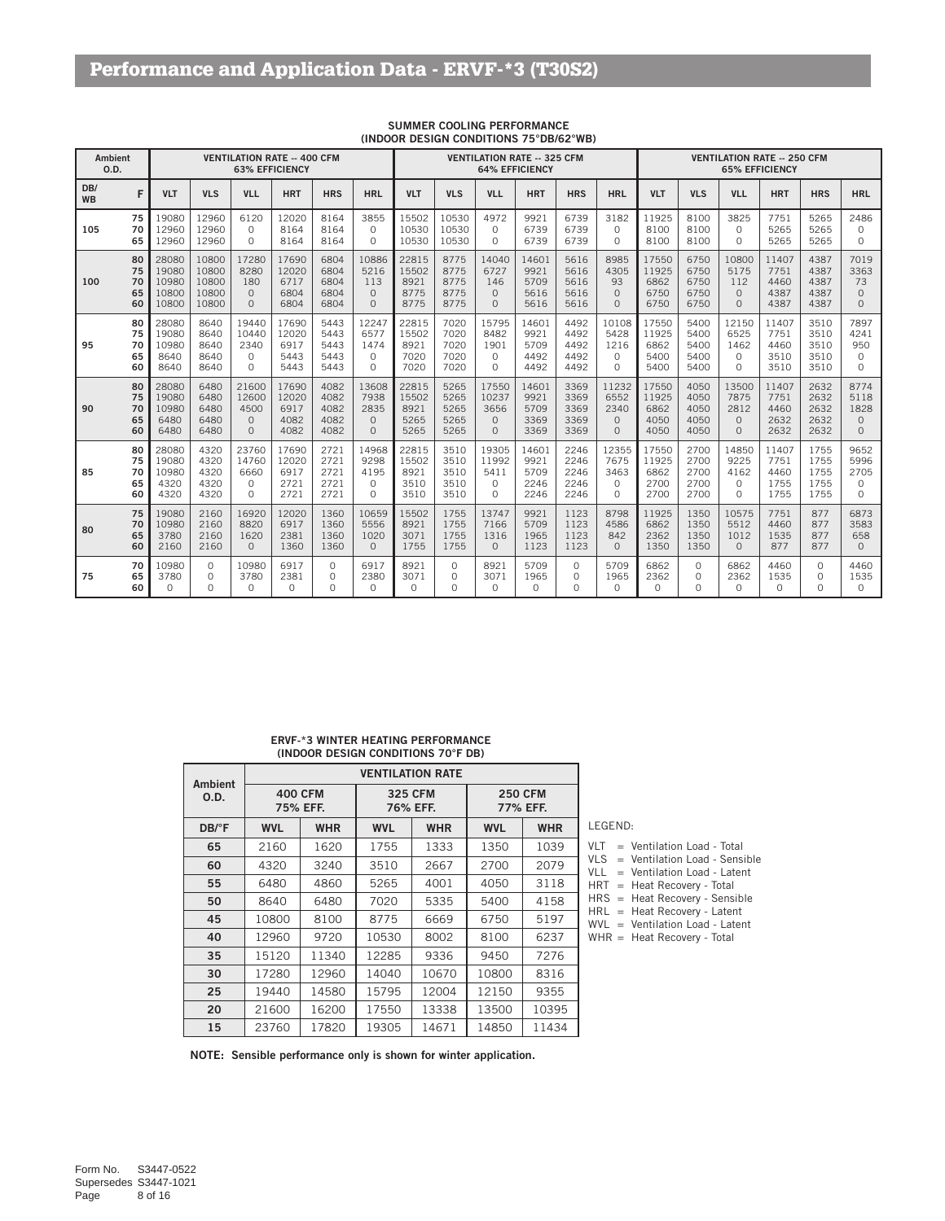# Performance and Application Data - ERVF-*3 (T30S2)

**SUMMER COOLING PERFORMANCE (INDOOR DESIGN CONDITIONS 75°DB/62°WB)**

| Ambient O.D. | | VENTILATION RATE -- 400 CFM 63% EFFICIENCY | | | | | | VENTILATION RATE -- 325 CFM 64% EFFICIENCY | | | | | | VENTILATION RATE -- 250 CFM 65% EFFICIENCY | | | | | |
|---|---|---|---|---|---|---|---|---|---|---|---|---|---|---|---|---|---|---|---|
| DB/WB | F | VLT | VLS | VLL | HRT | HRS | HRL | VLT | VLS | VLL | HRT | HRS | HRL | VLT | VLS | VLL | HRT | HRS | HRL |
| 105 | 75 | 19080 | 12960 | 6120 | 12020 | 8164 | 3855 | 15502 | 10530 | 4972 | 9921 | 6739 | 3182 | 11925 | 8100 | 3825 | 7751 | 5265 | 2486 |
| | 70 | 12960 | 12960 | 0 | 8164 | 8164 | 0 | 10530 | 10530 | 0 | 6739 | 6739 | 0 | 8100 | 8100 | 0 | 5265 | 5265 | 0 |
| | 65 | 12960 | 12960 | 0 | 8164 | 8164 | 0 | 10530 | 10530 | 0 | 6739 | 6739 | 0 | 8100 | 8100 | 0 | 5265 | 5265 | 0 |
| 100 | 80 | 28080 | 10800 | 17280 | 17690 | 6804 | 10886 | 22815 | 8775 | 14040 | 14601 | 5616 | 8985 | 17550 | 6750 | 10800 | 11407 | 4387 | 7019 |
| | 75 | 19080 | 10800 | 8280 | 12020 | 6804 | 5216 | 15502 | 8775 | 6727 | 9921 | 5616 | 4305 | 11925 | 6750 | 5175 | 7751 | 4387 | 3363 |
| | 70 | 10980 | 10800 | 180 | 6717 | 6804 | 113 | 8921 | 8775 | 146 | 5709 | 5616 | 93 | 6862 | 6750 | 112 | 4460 | 4387 | 73 |
| | 65 | 10800 | 10800 | 0 | 6804 | 6804 | 0 | 8775 | 8775 | 0 | 5616 | 5616 | 0 | 6750 | 6750 | 0 | 4387 | 4387 | 0 |
| | 60 | 10800 | 10800 | 0 | 6804 | 6804 | 0 | 8775 | 8775 | 0 | 5616 | 5616 | 0 | 6750 | 6750 | 0 | 4387 | 4387 | 0 |
| 95 | 80 | 28080 | 8640 | 19440 | 17690 | 5443 | 12247 | 22815 | 7020 | 15795 | 14601 | 4492 | 10108 | 17550 | 5400 | 12150 | 11407 | 3510 | 7897 |
| | 75 | 19080 | 8640 | 10440 | 12020 | 5443 | 6577 | 15502 | 7020 | 8482 | 9921 | 4492 | 5428 | 11925 | 5400 | 6525 | 7751 | 3510 | 4241 |
| | 70 | 10980 | 8640 | 2340 | 6917 | 5443 | 1474 | 8921 | 7020 | 1901 | 5709 | 4492 | 1216 | 6862 | 5400 | 1462 | 4460 | 3510 | 950 |
| | 65 | 8640 | 8640 | 0 | 5443 | 5443 | 0 | 7020 | 7020 | 0 | 4492 | 4492 | 0 | 5400 | 5400 | 0 | 3510 | 3510 | 0 |
| | 60 | 8640 | 8640 | 0 | 5443 | 5443 | 0 | 7020 | 7020 | 0 | 4492 | 4492 | 0 | 5400 | 5400 | 0 | 3510 | 3510 | 0 |
| 90 | 80 | 28080 | 6480 | 21600 | 17690 | 4082 | 13608 | 22815 | 5265 | 17550 | 14601 | 3369 | 11232 | 17550 | 4050 | 13500 | 11407 | 2632 | 8774 |
| | 75 | 19080 | 6480 | 12600 | 12020 | 4082 | 7938 | 15502 | 5265 | 10237 | 9921 | 3369 | 6552 | 11925 | 4050 | 7875 | 7751 | 2632 | 5118 |
| | 70 | 10980 | 6480 | 4500 | 6917 | 4082 | 2835 | 8921 | 5265 | 3656 | 5709 | 3369 | 2340 | 6862 | 4050 | 2812 | 4460 | 2632 | 1828 |
| | 65 | 6480 | 6480 | 0 | 4082 | 4082 | 0 | 5265 | 5265 | 0 | 3369 | 3369 | 0 | 4050 | 4050 | 0 | 2632 | 2632 | 0 |
| | 60 | 6480 | 6480 | 0 | 4082 | 4082 | 0 | 5265 | 5265 | 0 | 3369 | 3369 | 0 | 4050 | 4050 | 0 | 2632 | 2632 | 0 |
| 85 | 80 | 28080 | 4320 | 23760 | 17690 | 2721 | 14968 | 22815 | 3510 | 19305 | 14601 | 2246 | 12355 | 17550 | 2700 | 14850 | 11407 | 1755 | 9652 |
| | 75 | 19080 | 4320 | 14760 | 12020 | 2721 | 9298 | 15502 | 3510 | 11992 | 9921 | 2246 | 7675 | 11925 | 2700 | 9225 | 7751 | 1755 | 5996 |
| | 70 | 10980 | 4320 | 6660 | 6917 | 2721 | 4195 | 8921 | 3510 | 5411 | 5709 | 2246 | 3463 | 6862 | 2700 | 4162 | 4460 | 1755 | 2705 |
| | 65 | 4320 | 4320 | 0 | 2721 | 2721 | 0 | 3510 | 3510 | 0 | 2246 | 2246 | 0 | 2700 | 2700 | 0 | 1755 | 1755 | 0 |
| | 60 | 4320 | 4320 | 0 | 2721 | 2721 | 0 | 3510 | 3510 | 0 | 2246 | 2246 | 0 | 2700 | 2700 | 0 | 1755 | 1755 | 0 |
| 80 | 75 | 19080 | 2160 | 16920 | 12020 | 1360 | 10659 | 15502 | 1755 | 13747 | 9921 | 1123 | 8798 | 11925 | 1350 | 10575 | 7751 | 877 | 6873 |
| | 70 | 10980 | 2160 | 8820 | 6917 | 1360 | 5556 | 8921 | 1755 | 7166 | 5709 | 1123 | 4586 | 6862 | 1350 | 5512 | 4460 | 877 | 3583 |
| | 65 | 3780 | 2160 | 1620 | 2381 | 1360 | 1020 | 3071 | 1755 | 1316 | 1965 | 1123 | 842 | 2362 | 1350 | 1012 | 1535 | 877 | 658 |
| | 60 | 2160 | 2160 | 0 | 1360 | 1360 | 0 | 1755 | 1755 | 0 | 1123 | 1123 | 0 | 1350 | 1350 | 0 | 877 | 877 | 0 |
| 75 | 70 | 10980 | 0 | 10980 | 6917 | 0 | 6917 | 8921 | 0 | 8921 | 5709 | 0 | 5709 | 6862 | 0 | 6862 | 4460 | 0 | 4460 |
| | 65 | 3780 | 0 | 3780 | 2381 | 0 | 2380 | 3071 | 0 | 3071 | 1965 | 0 | 1965 | 2362 | 0 | 2362 | 1535 | 0 | 1535 |
| | 60 | 0 | 0 | 0 | 0 | 0 | 0 | 0 | 0 | 0 | 0 | 0 | 0 | 0 | 0 | 0 | 0 | 0 | 0 |

**ERVF-*3 WINTER HEATING PERFORMANCE (INDOOR DESIGN CONDITIONS 70°F DB)**

| Ambient O.D. | VENTILATION RATE | | | | | |
|---|---|---|---|---|---|---|
| | 400 CFM 75% EFF. | | 325 CFM 76% EFF. | | 250 CFM 77% EFF. | |
| DB/°F | WVL | WHR | WVL | WHR | WVL | WHR |
| 65 | 2160 | 1620 | 1755 | 1333 | 1350 | 1039 |
| 60 | 4320 | 3240 | 3510 | 2667 | 2700 | 2079 |
| 55 | 6480 | 4860 | 5265 | 4001 | 4050 | 3118 |
| 50 | 8640 | 6480 | 7020 | 5335 | 5400 | 4158 |
| 45 | 10800 | 8100 | 8775 | 6669 | 6750 | 5197 |
| 40 | 12960 | 9720 | 10530 | 8002 | 8100 | 6237 |
| 35 | 15120 | 11340 | 12285 | 9336 | 9450 | 7276 |
| 30 | 17280 | 12960 | 14040 | 10670 | 10800 | 8316 |
| 25 | 19440 | 14580 | 15795 | 12004 | 12150 | 9355 |
| 20 | 21600 | 16200 | 17550 | 13338 | 13500 | 10395 |
| 15 | 23760 | 17820 | 19305 | 14671 | 14850 | 11434 |

LEGEND:

- VLT = Ventilation Load - Total
- VLS = Ventilation Load - Sensible
- VLL = Ventilation Load - Latent
- HRT = Heat Recovery - Total
- HRS = Heat Recovery - Sensible
- HRL = Heat Recovery - Latent
- WVL = Ventilation Load - Latent
- WHR = Heat Recovery - Total

**NOTE: Sensible performance only is shown for winter application.**

Form No. S3447-0522
Supersedes S3447-1021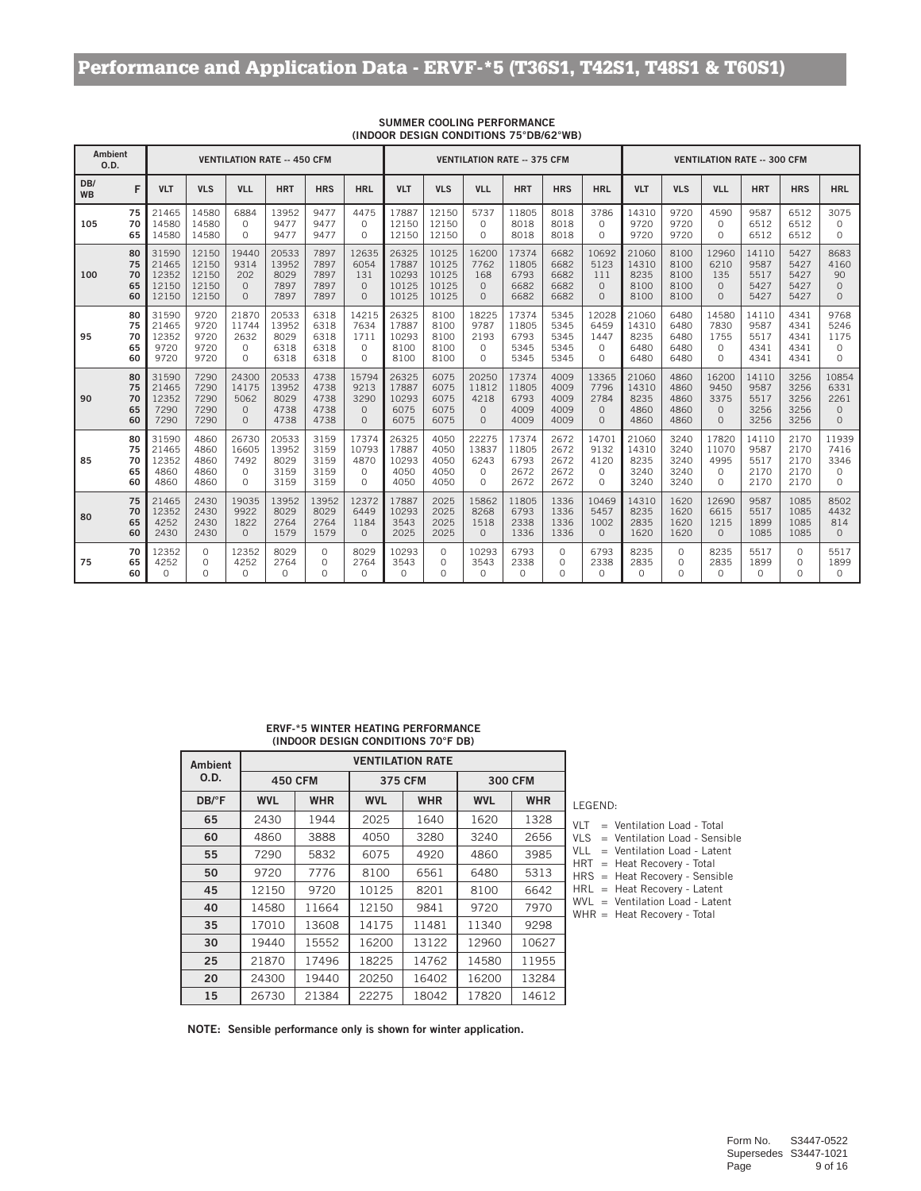# Performance and Application Data - ERVF-*5 (T36S1, T42S1, T48S1 & T60S1)

**SUMMER COOLING PERFORMANCE**
**(INDOOR DESIGN CONDITIONS 75°DB/62°WB)**

| Ambient O.D. | | VENTILATION RATE -- 450 CFM | | | | | | VENTILATION RATE -- 375 CFM | | | | | | VENTILATION RATE -- 300 CFM | | | | | |
|---|---|---|---|---|---|---|---|---|---|---|---|---|---|---|---|---|---|---|---|
| DB/WB | F | VLT | VLS | VLL | HRT | HRS | HRL | VLT | VLS | VLL | HRT | HRS | HRL | VLT | VLS | VLL | HRT | HRS | HRL |
| 105 | 75 | 21465 | 14580 | 6884 | 13952 | 9477 | 4475 | 17887 | 12150 | 5737 | 11805 | 8018 | 3786 | 14310 | 9720 | 4590 | 9587 | 6512 | 3075 |
| | 70 | 14580 | 14580 | 0 | 9477 | 9477 | 0 | 12150 | 12150 | 0 | 8018 | 8018 | 0 | 9720 | 9720 | 0 | 6512 | 6512 | 0 |
| | 65 | 14580 | 14580 | 0 | 9477 | 9477 | 0 | 12150 | 12150 | 0 | 8018 | 8018 | 0 | 9720 | 9720 | 0 | 6512 | 6512 | 0 |
| 100 | 80 | 31590 | 12150 | 19440 | 20533 | 7897 | 12635 | 26325 | 10125 | 16200 | 17374 | 6682 | 10692 | 21060 | 8100 | 12960 | 14110 | 5427 | 8683 |
| | 75 | 21465 | 12150 | 9314 | 13952 | 7897 | 6054 | 17887 | 10125 | 7762 | 11805 | 6682 | 5123 | 14310 | 8100 | 6210 | 9587 | 5427 | 4160 |
| | 70 | 12352 | 12150 | 202 | 8029 | 7897 | 131 | 10293 | 10125 | 168 | 6793 | 6682 | 111 | 8235 | 8100 | 135 | 5517 | 5427 | 90 |
| | 65 | 12150 | 12150 | 0 | 7897 | 7897 | 0 | 10125 | 10125 | 0 | 6682 | 6682 | 0 | 8100 | 8100 | 0 | 5427 | 5427 | 0 |
| | 60 | 12150 | 12150 | 0 | 7897 | 7897 | 0 | 10125 | 10125 | 0 | 6682 | 6682 | 0 | 8100 | 8100 | 0 | 5427 | 5427 | 0 |
| 95 | 80 | 31590 | 9720 | 21870 | 20533 | 6318 | 14215 | 26325 | 8100 | 18225 | 17374 | 5345 | 12028 | 21060 | 6480 | 14580 | 14110 | 4341 | 9768 |
| | 75 | 21465 | 9720 | 11744 | 13952 | 6318 | 7634 | 17887 | 8100 | 9787 | 11805 | 5345 | 6459 | 14310 | 6480 | 7830 | 9587 | 4341 | 5246 |
| | 70 | 12352 | 9720 | 2632 | 8029 | 6318 | 1711 | 10293 | 8100 | 2193 | 6793 | 5345 | 1447 | 8235 | 6480 | 1755 | 5517 | 4341 | 1175 |
| | 65 | 9720 | 9720 | 0 | 6318 | 6318 | 0 | 8100 | 8100 | 0 | 5345 | 5345 | 0 | 6480 | 6480 | 0 | 4341 | 4341 | 0 |
| | 60 | 9720 | 9720 | 0 | 6318 | 6318 | 0 | 8100 | 8100 | 0 | 5345 | 5345 | 0 | 6480 | 6480 | 0 | 4341 | 4341 | 0 |
| 90 | 80 | 31590 | 7290 | 24300 | 20533 | 4738 | 15794 | 26325 | 6075 | 20250 | 17374 | 4009 | 13365 | 21060 | 4860 | 16200 | 14110 | 3256 | 10854 |
| | 75 | 21465 | 7290 | 14175 | 13952 | 4738 | 9213 | 17887 | 6075 | 11812 | 11805 | 4009 | 7796 | 14310 | 4860 | 9450 | 9587 | 3256 | 6331 |
| | 70 | 12352 | 7290 | 5062 | 8029 | 4738 | 3290 | 10293 | 6075 | 4218 | 6793 | 4009 | 2784 | 8235 | 4860 | 3375 | 5517 | 3256 | 2261 |
| | 65 | 7290 | 7290 | 0 | 4738 | 4738 | 0 | 6075 | 6075 | 0 | 4009 | 4009 | 0 | 4860 | 4860 | 0 | 3256 | 3256 | 0 |
| | 60 | 7290 | 7290 | 0 | 4738 | 4738 | 0 | 6075 | 6075 | 0 | 4009 | 4009 | 0 | 4860 | 4860 | 0 | 3256 | 3256 | 0 |
| 85 | 80 | 31590 | 4860 | 26730 | 20533 | 3159 | 17374 | 26325 | 4050 | 22275 | 17374 | 2672 | 14701 | 21060 | 3240 | 17820 | 14110 | 2170 | 11939 |
| | 75 | 21465 | 4860 | 16605 | 13952 | 3159 | 10793 | 17887 | 4050 | 13837 | 11805 | 2672 | 9132 | 14310 | 3240 | 11070 | 9587 | 2170 | 7416 |
| | 70 | 12352 | 4860 | 7492 | 8029 | 3159 | 4870 | 10293 | 4050 | 6243 | 6793 | 2672 | 4120 | 8235 | 3240 | 4995 | 5517 | 2170 | 3346 |
| | 65 | 4860 | 4860 | 0 | 3159 | 3159 | 0 | 4050 | 4050 | 0 | 2672 | 2672 | 0 | 3240 | 3240 | 0 | 2170 | 2170 | 0 |
| | 60 | 4860 | 4860 | 0 | 3159 | 3159 | 0 | 4050 | 4050 | 0 | 2672 | 2672 | 0 | 3240 | 3240 | 0 | 2170 | 2170 | 0 |
| 80 | 75 | 21465 | 2430 | 19035 | 13952 | 13952 | 12372 | 17887 | 2025 | 15862 | 11805 | 1336 | 10469 | 14310 | 1620 | 12690 | 9587 | 1085 | 8502 |
| | 70 | 12352 | 2430 | 9922 | 8029 | 8029 | 6449 | 10293 | 2025 | 8268 | 6793 | 1336 | 5457 | 8235 | 1620 | 6615 | 5517 | 1085 | 4432 |
| | 65 | 4252 | 2430 | 1822 | 2764 | 2764 | 1184 | 3543 | 2025 | 1518 | 2338 | 1336 | 1002 | 2835 | 1620 | 1215 | 1899 | 1085 | 814 |
| | 60 | 2430 | 2430 | 0 | 1579 | 1579 | 0 | 2025 | 2025 | 0 | 1336 | 1336 | 0 | 1620 | 1620 | 0 | 1085 | 1085 | 0 |
| 75 | 70 | 12352 | 0 | 12352 | 8029 | 0 | 8029 | 10293 | 0 | 10293 | 6793 | 0 | 6793 | 8235 | 0 | 8235 | 5517 | 0 | 5517 |
| | 65 | 4252 | 0 | 4252 | 2764 | 0 | 2764 | 3543 | 0 | 3543 | 2338 | 0 | 2338 | 2835 | 0 | 2835 | 1899 | 0 | 1899 |
| | 60 | 0 | 0 | 0 | 0 | 0 | 0 | 0 | 0 | 0 | 0 | 0 | 0 | 0 | 0 | 0 | 0 | 0 | 0 |

**ERVF-*5 WINTER HEATING PERFORMANCE**
**(INDOOR DESIGN CONDITIONS 70°F DB)**

| Ambient O.D. | VENTILATION RATE | | | | | |
|---|---|---|---|---|---|---|
| | 450 CFM | | 375 CFM | | 300 CFM | |
| DB/°F | WVL | WHR | WVL | WHR | WVL | WHR |
| 65 | 2430 | 1944 | 2025 | 1640 | 1620 | 1328 |
| 60 | 4860 | 3888 | 4050 | 3280 | 3240 | 2656 |
| 55 | 7290 | 5832 | 6075 | 4920 | 4860 | 3985 |
| 50 | 9720 | 7776 | 8100 | 6561 | 6480 | 5313 |
| 45 | 12150 | 9720 | 10125 | 8201 | 8100 | 6642 |
| 40 | 14580 | 11664 | 12150 | 9841 | 9720 | 7970 |
| 35 | 17010 | 13608 | 14175 | 11481 | 11340 | 9298 |
| 30 | 19440 | 15552 | 16200 | 13122 | 12960 | 10627 |
| 25 | 21870 | 17496 | 18225 | 14762 | 14580 | 11955 |
| 20 | 24300 | 19440 | 20250 | 16402 | 16200 | 13284 |
| 15 | 26730 | 21384 | 22275 | 18042 | 17820 | 14612 |

LEGEND:

VLT = Ventilation Load - Total
VLS = Ventilation Load - Sensible
VLL = Ventilation Load - Latent
HRT = Heat Recovery - Total
HRS = Heat Recovery - Sensible
HRL = Heat Recovery - Latent
WVL = Ventilation Load - Latent
WHR = Heat Recovery - Total

**NOTE: Sensible performance only is shown for winter application.**

Form No. S3447-0522
Supersedes S3447-1021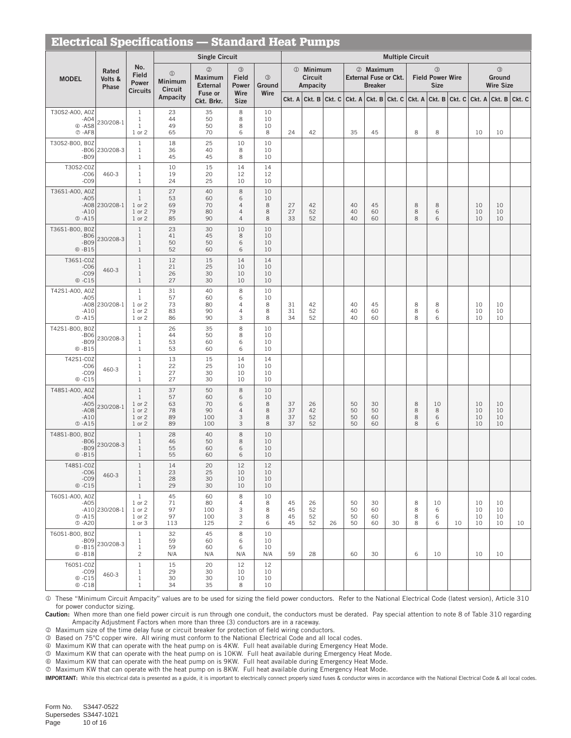## Electrical Specifications — Standard Heat Pumps

| MODEL | Rated Volts & Phase | No. Field Power Circuits | Single Circuit: ① Minimum Circuit Ampacity | Single Circuit: ② Maximum External Fuse or Ckt. Brkr. | Single Circuit: ③ Field Power Wire Size | Single Circuit: ③ Ground Wire | Multiple Circuit: ① Minimum Circuit Ampacity Ckt. A | Ckt. B | Ckt. C | Multiple Circuit: ② Maximum External Fuse or Ckt. Breaker Ckt. A | Ckt. B | Ckt. C | Multiple Circuit: ③ Field Power Wire Size Ckt. A | Ckt. B | Ckt. C | Multiple Circuit: ③ Ground Wire Size Ckt. A | Ckt. B | Ckt. C |
|---|---|---|---|---|---|---|---|---|---|---|---|---|---|---|---|---|---|---|
| T30S2-A00, A0Z | 230/208-1 | 1 | 23 | 35 | 8 | 10 | | | | | | | | | | | | |
| -A04 | | 1 | 44 | 50 | 8 | 10 | | | | | | | | | | | | |
| ④ -AS8 | | 1 | 49 | 50 | 8 | 10 | | | | | | | | | | | | |
| ⑦ -AF8 | | 1 or 2 | 65 | 70 | 6 | 8 | 24 | 42 | | 35 | 45 | | 8 | 8 | | 10 | 10 | |
| T30S2-B00, B0Z | 230/208-3 | 1 | 18 | 25 | 10 | 10 | | | | | | | | | | | | |
| -B06 | | 1 | 36 | 40 | 8 | 10 | | | | | | | | | | | | |
| -B09 | | 1 | 45 | 45 | 8 | 10 | | | | | | | | | | | | |
| T30S2-C0Z | 460-3 | 1 | 10 | 15 | 14 | 14 | | | | | | | | | | | | |
| -C06 | | 1 | 19 | 20 | 12 | 12 | | | | | | | | | | | | |
| -C09 | | 1 | 24 | 25 | 10 | 10 | | | | | | | | | | | | |
| T36S1-A00, A0Z | 230/208-1 | 1 | 27 | 40 | 8 | 10 | | | | | | | | | | | | |
| -A05 | | 1 | 53 | 60 | 6 | 10 | | | | | | | | | | | | |
| -A08 | | 1 or 2 | 69 | 70 | 4 | 8 | 27 | 42 | | 40 | 45 | | 8 | 8 | | 10 | 10 | |
| -A10 | | 1 or 2 | 79 | 80 | 4 | 8 | 27 | 52 | | 40 | 60 | | 8 | 6 | | 10 | 10 | |
| ⑤ -A15 | | 1 or 2 | 85 | 90 | 4 | 8 | 33 | 52 | | 40 | 60 | | 8 | 6 | | 10 | 10 | |
| T36S1-B00, B0Z | 230/208-3 | 1 | 23 | 30 | 10 | 10 | | | | | | | | | | | | |
| -B06 | | 1 | 41 | 45 | 8 | 10 | | | | | | | | | | | | |
| -B09 | | 1 | 50 | 50 | 6 | 10 | | | | | | | | | | | | |
| ⑥ -B15 | | 1 | 52 | 60 | 6 | 10 | | | | | | | | | | | | |
| T36S1-C0Z | 460-3 | 1 | 12 | 15 | 14 | 14 | | | | | | | | | | | | |
| -C06 | | 1 | 21 | 25 | 10 | 10 | | | | | | | | | | | | |
| -C09 | | 1 | 26 | 30 | 10 | 10 | | | | | | | | | | | | |
| ⑥ -C15 | | 1 | 27 | 30 | 10 | 10 | | | | | | | | | | | | |
| T42S1-A00, A0Z | 230/208-1 | 1 | 31 | 40 | 8 | 10 | | | | | | | | | | | | |
| -A05 | | 1 | 57 | 60 | 6 | 10 | | | | | | | | | | | | |
| -A08 | | 1 or 2 | 73 | 80 | 4 | 8 | 31 | 42 | | 40 | 45 | | 8 | 8 | | 10 | 10 | |
| -A10 | | 1 or 2 | 83 | 90 | 4 | 8 | 31 | 52 | | 40 | 60 | | 8 | 6 | | 10 | 10 | |
| ⑤ -A15 | | 1 or 2 | 86 | 90 | 3 | 8 | 34 | 52 | | 40 | 60 | | 8 | 6 | | 10 | 10 | |
| T42S1-B00, B0Z | 230/208-3 | 1 | 26 | 35 | 8 | 10 | | | | | | | | | | | | |
| -B06 | | 1 | 44 | 50 | 8 | 10 | | | | | | | | | | | | |
| -B09 | | 1 | 53 | 60 | 6 | 10 | | | | | | | | | | | | |
| ⑥ -B15 | | 1 | 53 | 60 | 6 | 10 | | | | | | | | | | | | |
| T42S1-C0Z | 460-3 | 1 | 13 | 15 | 14 | 14 | | | | | | | | | | | | |
| -C06 | | 1 | 22 | 25 | 10 | 10 | | | | | | | | | | | | |
| -C09 | | 1 | 27 | 30 | 10 | 10 | | | | | | | | | | | | |
| ⑥ -C15 | | 1 | 27 | 30 | 10 | 10 | | | | | | | | | | | | |
| T48S1-A00, A0Z | 230/208-1 | 1 | 37 | 50 | 8 | 10 | | | | | | | | | | | | |
| -A04 | | 1 | 57 | 60 | 6 | 10 | | | | | | | | | | | | |
| -A05 | | 1 or 2 | 63 | 70 | 6 | 8 | 37 | 26 | | 50 | 30 | | 8 | 10 | | 10 | 10 | |
| -A08 | | 1 or 2 | 78 | 90 | 4 | 8 | 37 | 42 | | 50 | 50 | | 8 | 8 | | 10 | 10 | |
| -A10 | | 1 or 2 | 89 | 100 | 3 | 8 | 37 | 52 | | 50 | 60 | | 8 | 6 | | 10 | 10 | |
| ⑤ -A15 | | 1 or 2 | 89 | 100 | 3 | 8 | 37 | 52 | | 50 | 60 | | 8 | 6 | | 10 | 10 | |
| T48S1-B00, B0Z | 230/208-3 | 1 | 28 | 40 | 8 | 10 | | | | | | | | | | | | |
| -B06 | | 1 | 46 | 50 | 8 | 10 | | | | | | | | | | | | |
| -B09 | | 1 | 55 | 60 | 6 | 10 | | | | | | | | | | | | |
| ⑥ -B15 | | 1 | 55 | 60 | 6 | 10 | | | | | | | | | | | | |
| T48S1-C0Z | 460-3 | 1 | 14 | 20 | 12 | 12 | | | | | | | | | | | | |
| -C06 | | 1 | 23 | 25 | 10 | 10 | | | | | | | | | | | | |
| -C09 | | 1 | 28 | 30 | 10 | 10 | | | | | | | | | | | | |
| ⑥ -C15 | | 1 | 29 | 30 | 10 | 10 | | | | | | | | | | | | |
| T60S1-A00, A0Z | 230/208-1 | 1 | 45 | 60 | 8 | 10 | | | | | | | | | | | | |
| -A05 | | 1 or 2 | 71 | 80 | 4 | 8 | 45 | 26 | | 50 | 30 | | 8 | 10 | | 10 | 10 | |
| -A10 | | 1 or 2 | 97 | 100 | 3 | 8 | 45 | 52 | | 50 | 60 | | 8 | 6 | | 10 | 10 | |
| ⑤ -A15 | | 1 or 2 | 97 | 100 | 3 | 8 | 45 | 52 | | 50 | 60 | | 8 | 6 | | 10 | 10 | |
| ⑤ -A20 | | 1 or 3 | 113 | 125 | 2 | 6 | 45 | 52 | 26 | 50 | 60 | 30 | 8 | 6 | 10 | 10 | 10 | 10 |
| T60S1-B00, B0Z | 230/208-3 | 1 | 32 | 45 | 8 | 10 | | | | | | | | | | | | |
| -B09 | | 1 | 59 | 60 | 6 | 10 | | | | | | | | | | | | |
| ⑥ -B15 | | 1 | 59 | 60 | 6 | 10 | | | | | | | | | | | | |
| ⑥ -B18 | | 2 | N/A | N/A | N/A | N/A | 59 | 28 | | 60 | 30 | | 6 | 10 | | 10 | 10 | |
| T60S1-C0Z | 460-3 | 1 | 15 | 20 | 12 | 12 | | | | | | | | | | | | |
| -C09 | | 1 | 29 | 30 | 10 | 10 | | | | | | | | | | | | |
| ⑥ -C15 | | 1 | 30 | 30 | 10 | 10 | | | | | | | | | | | | |
| ⑥ -C18 | | 1 | 34 | 35 | 8 | 10 | | | | | | | | | | | | |

① These "Minimum Circuit Ampacity" values are to be used for sizing the field power conductors. Refer to the National Electrical Code (latest version), Article 310 for power conductor sizing.

**Caution:** When more than one field power circuit is run through one conduit, the conductors must be derated. Pay special attention to note 8 of Table 310 regarding Ampacity Adjustment Factors when more than three (3) conductors are in a raceway.

② Maximum size of the time delay fuse or circuit breaker for protection of field wiring conductors.

③ Based on 75°C copper wire. All wiring must conform to the National Electrical Code and all local codes.

④ Maximum KW that can operate with the heat pump on is 4KW. Full heat available during Emergency Heat Mode.

⑤ Maximum KW that can operate with the heat pump on is 10KW. Full heat available during Emergency Heat Mode.

⑥ Maximum KW that can operate with the heat pump on is 9KW. Full heat available during Emergency Heat Mode.

⑦ Maximum KW that can operate with the heat pump on is 8KW. Full heat available during Emergency Heat Mode.

**IMPORTANT:** While this electrical data is presented as a guide, it is important to electrically connect properly sized fuses & conductor wires in accordance with the National Electrical Code & all local codes.

Form No. S3447-0522
Supersedes S3447-1021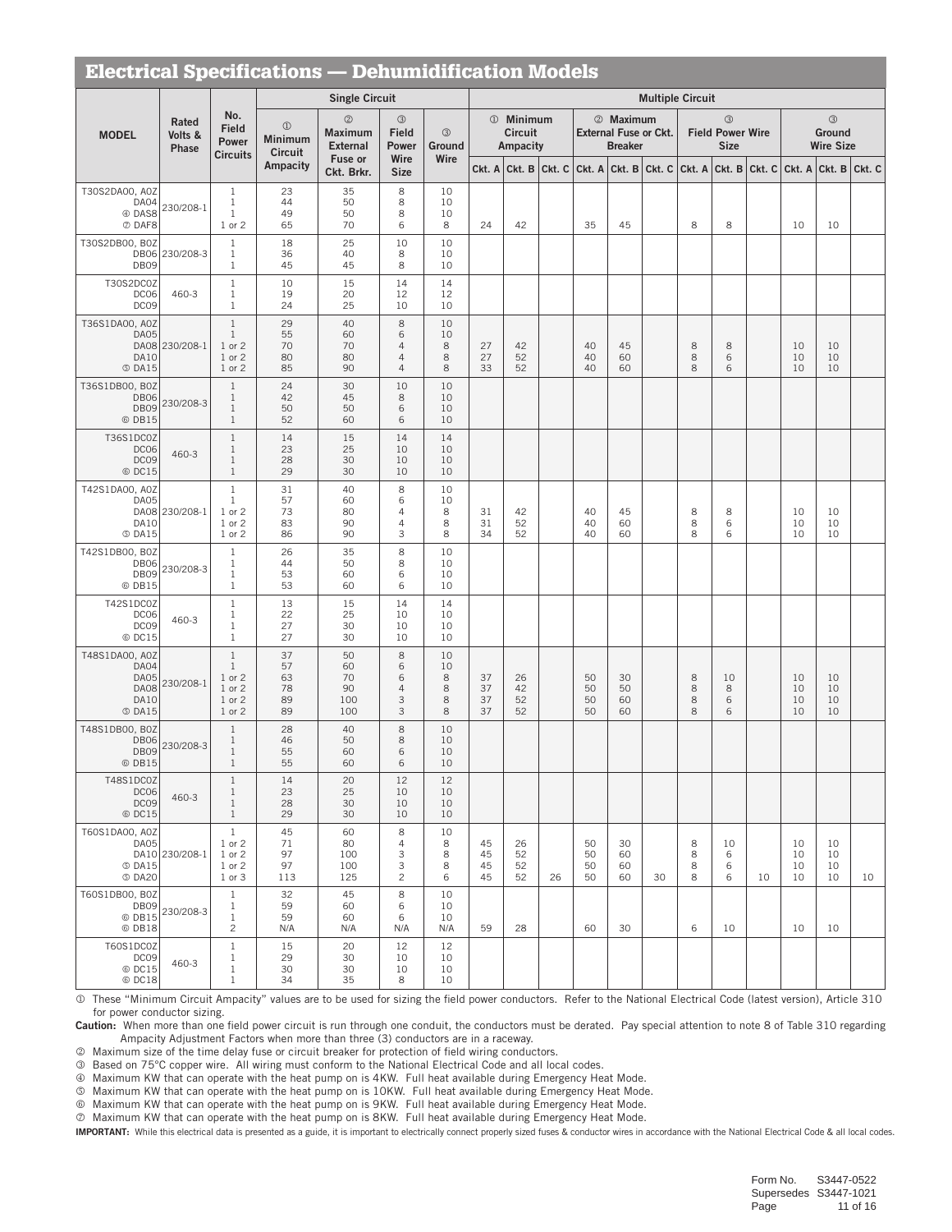# Electrical Specifications — Dehumidification Models

| MODEL | Rated Volts & Phase | No. Field Power Circuits | Single Circuit: ① Minimum Circuit Ampacity | Single Circuit: ② Maximum External Fuse or Ckt. Brkr. | Single Circuit: ③ Field Power Wire Size | Single Circuit: ③ Ground Wire | Multiple Circuit: ① Minimum Circuit Ampacity Ckt. A | Ckt. B | Ckt. C | Multiple Circuit: ② Maximum External Fuse or Ckt. Breaker Ckt. A | Ckt. B | Ckt. C | Multiple Circuit: ③ Field Power Wire Size Ckt. A | Ckt. B | Ckt. C | Multiple Circuit: ③ Ground Wire Size Ckt. A | Ckt. B | Ckt. C |
|---|---|---|---|---|---|---|---|---|---|---|---|---|---|---|---|---|---|---|
| T30S2DA00, A0Z | 230/208-1 | 1 | 23 | 35 | 8 | 10 | | | | | | | | | | | | |
| DA04 | | 1 | 44 | 50 | 8 | 10 | | | | | | | | | | | | |
| ④ DAS8 | | 1 | 49 | 50 | 8 | 10 | | | | | | | | | | | | |
| ⑦ DAF8 | | 1 or 2 | 65 | 70 | 6 | 8 | 24 | 42 | | 35 | 45 | | 8 | 8 | | 10 | 10 | |
| T30S2DB00, B0Z | 230/208-3 | 1 | 18 | 25 | 10 | 10 | | | | | | | | | | | | |
| DB06 | | 1 | 36 | 40 | 8 | 10 | | | | | | | | | | | | |
| DB09 | | 1 | 45 | 45 | 8 | 10 | | | | | | | | | | | | |
| T30S2DC0Z | 460-3 | 1 | 10 | 15 | 14 | 14 | | | | | | | | | | | | |
| DC06 | | 1 | 19 | 20 | 12 | 12 | | | | | | | | | | | | |
| DC09 | | 1 | 24 | 25 | 10 | 10 | | | | | | | | | | | | |
| T36S1DA00, A0Z | 230/208-1 | 1 | 29 | 40 | 8 | 10 | | | | | | | | | | | | |
| DA05 | | 1 | 55 | 60 | 6 | 10 | | | | | | | | | | | | |
| DA08 | | 1 or 2 | 70 | 70 | 4 | 8 | 27 | 42 | | 40 | 45 | | 8 | 8 | | 10 | 10 | |
| DA10 | | 1 or 2 | 80 | 80 | 4 | 8 | 27 | 52 | | 40 | 60 | | 8 | 6 | | 10 | 10 | |
| ⑤ DA15 | | 1 or 2 | 85 | 90 | 4 | 8 | 33 | 52 | | 40 | 60 | | 8 | 6 | | 10 | 10 | |
| T36S1DB00, B0Z | 230/208-3 | 1 | 24 | 30 | 10 | 10 | | | | | | | | | | | | |
| DB06 | | 1 | 42 | 45 | 8 | 10 | | | | | | | | | | | | |
| DB09 | | 1 | 50 | 50 | 6 | 10 | | | | | | | | | | | | |
| ⑥ DB15 | | 1 | 52 | 60 | 6 | 10 | | | | | | | | | | | | |
| T36S1DC0Z | 460-3 | 1 | 14 | 15 | 14 | 14 | | | | | | | | | | | | |
| DC06 | | 1 | 23 | 25 | 10 | 10 | | | | | | | | | | | | |
| DC09 | | 1 | 28 | 30 | 10 | 10 | | | | | | | | | | | | |
| ⑥ DC15 | | 1 | 29 | 30 | 10 | 10 | | | | | | | | | | | | |
| T42S1DA00, A0Z | 230/208-1 | 1 | 31 | 40 | 8 | 10 | | | | | | | | | | | | |
| DA05 | | 1 | 57 | 60 | 6 | 10 | | | | | | | | | | | | |
| DA08 | | 1 or 2 | 73 | 80 | 4 | 8 | 31 | 42 | | 40 | 45 | | 8 | 8 | | 10 | 10 | |
| DA10 | | 1 or 2 | 83 | 90 | 4 | 8 | 31 | 52 | | 40 | 60 | | 8 | 6 | | 10 | 10 | |
| ⑤ DA15 | | 1 or 2 | 86 | 90 | 3 | 8 | 34 | 52 | | 40 | 60 | | 8 | 6 | | 10 | 10 | |
| T42S1DB00, B0Z | 230/208-3 | 1 | 26 | 35 | 8 | 10 | | | | | | | | | | | | |
| DB06 | | 1 | 44 | 50 | 8 | 10 | | | | | | | | | | | | |
| DB09 | | 1 | 53 | 60 | 6 | 10 | | | | | | | | | | | | |
| ⑥ DB15 | | 1 | 53 | 60 | 6 | 10 | | | | | | | | | | | | |
| T42S1DC0Z | 460-3 | 1 | 13 | 15 | 14 | 14 | | | | | | | | | | | | |
| DC06 | | 1 | 22 | 25 | 10 | 10 | | | | | | | | | | | | |
| DC09 | | 1 | 27 | 30 | 10 | 10 | | | | | | | | | | | | |
| ⑥ DC15 | | 1 | 27 | 30 | 10 | 10 | | | | | | | | | | | | |
| T48S1DA00, A0Z | 230/208-1 | 1 | 37 | 50 | 8 | 10 | | | | | | | | | | | | |
| DA04 | | 1 | 57 | 60 | 6 | 10 | | | | | | | | | | | | |
| DA05 | | 1 or 2 | 63 | 70 | 6 | 8 | 37 | 26 | | 50 | 30 | | 8 | 10 | | 10 | 10 | |
| DA08 | | 1 or 2 | 78 | 90 | 4 | 8 | 37 | 42 | | 50 | 50 | | 8 | 8 | | 10 | 10 | |
| DA10 | | 1 or 2 | 89 | 100 | 3 | 8 | 37 | 52 | | 50 | 60 | | 8 | 6 | | 10 | 10 | |
| ⑤ DA15 | | 1 or 2 | 89 | 100 | 3 | 8 | 37 | 52 | | 50 | 60 | | 8 | 6 | | 10 | 10 | |
| T48S1DB00, B0Z | 230/208-3 | 1 | 28 | 40 | 8 | 10 | | | | | | | | | | | | |
| DB06 | | 1 | 46 | 50 | 8 | 10 | | | | | | | | | | | | |
| DB09 | | 1 | 55 | 60 | 6 | 10 | | | | | | | | | | | | |
| ⑥ DB15 | | 1 | 55 | 60 | 6 | 10 | | | | | | | | | | | | |
| T48S1DC0Z | 460-3 | 1 | 14 | 20 | 12 | 12 | | | | | | | | | | | | |
| DC06 | | 1 | 23 | 25 | 10 | 10 | | | | | | | | | | | | |
| DC09 | | 1 | 28 | 30 | 10 | 10 | | | | | | | | | | | | |
| ⑥ DC15 | | 1 | 29 | 30 | 10 | 10 | | | | | | | | | | | | |
| T60S1DA00, A0Z | 230/208-1 | 1 | 45 | 60 | 8 | 10 | | | | | | | | | | | | |
| DA05 | | 1 or 2 | 71 | 80 | 4 | 8 | 45 | 26 | | 50 | 30 | | 8 | 10 | | 10 | 10 | |
| DA10 | | 1 or 2 | 97 | 100 | 3 | 8 | 45 | 52 | | 50 | 60 | | 8 | 6 | | 10 | 10 | |
| ⑤ DA15 | | 1 or 2 | 97 | 100 | 3 | 8 | 45 | 52 | | 50 | 60 | | 8 | 6 | | 10 | 10 | |
| ⑤ DA20 | | 1 or 3 | 113 | 125 | 2 | 6 | 45 | 52 | 26 | 50 | 60 | 30 | 8 | 6 | 10 | 10 | 10 | 10 |
| T60S1DB00, B0Z | 230/208-3 | 1 | 32 | 45 | 8 | 10 | | | | | | | | | | | | |
| DB09 | | 1 | 59 | 60 | 6 | 10 | | | | | | | | | | | | |
| ⑥ DB15 | | 1 | 59 | 60 | 6 | 10 | | | | | | | | | | | | |
| ⑥ DB18 | | 2 | N/A | N/A | N/A | N/A | 59 | 28 | | 60 | 30 | | 6 | 10 | | 10 | 10 | |
| T60S1DC0Z | 460-3 | 1 | 15 | 20 | 12 | 12 | | | | | | | | | | | | |
| DC09 | | 1 | 29 | 30 | 10 | 10 | | | | | | | | | | | | |
| ⑥ DC15 | | 1 | 30 | 30 | 10 | 10 | | | | | | | | | | | | |
| ⑥ DC18 | | 1 | 34 | 35 | 8 | 10 | | | | | | | | | | | | |

① These "Minimum Circuit Ampacity" values are to be used for sizing the field power conductors. Refer to the National Electrical Code (latest version), Article 310 for power conductor sizing.

**Caution:** When more than one field power circuit is run through one conduit, the conductors must be derated. Pay special attention to note 8 of Table 310 regarding Ampacity Adjustment Factors when more than three (3) conductors are in a raceway.

② Maximum size of the time delay fuse or circuit breaker for protection of field wiring conductors.

③ Based on 75°C copper wire. All wiring must conform to the National Electrical Code and all local codes.

④ Maximum KW that can operate with the heat pump on is 4KW. Full heat available during Emergency Heat Mode.

⑤ Maximum KW that can operate with the heat pump on is 10KW. Full heat available during Emergency Heat Mode.

⑥ Maximum KW that can operate with the heat pump on is 9KW. Full heat available during Emergency Heat Mode.

⑦ Maximum KW that can operate with the heat pump on is 8KW. Full heat available during Emergency Heat Mode.

**IMPORTANT:** While this electrical data is presented as a guide, it is important to electrically connect properly sized fuses & conductor wires in accordance with the National Electrical Code & all local codes.

Form No. S3447-0522
Supersedes S3447-1021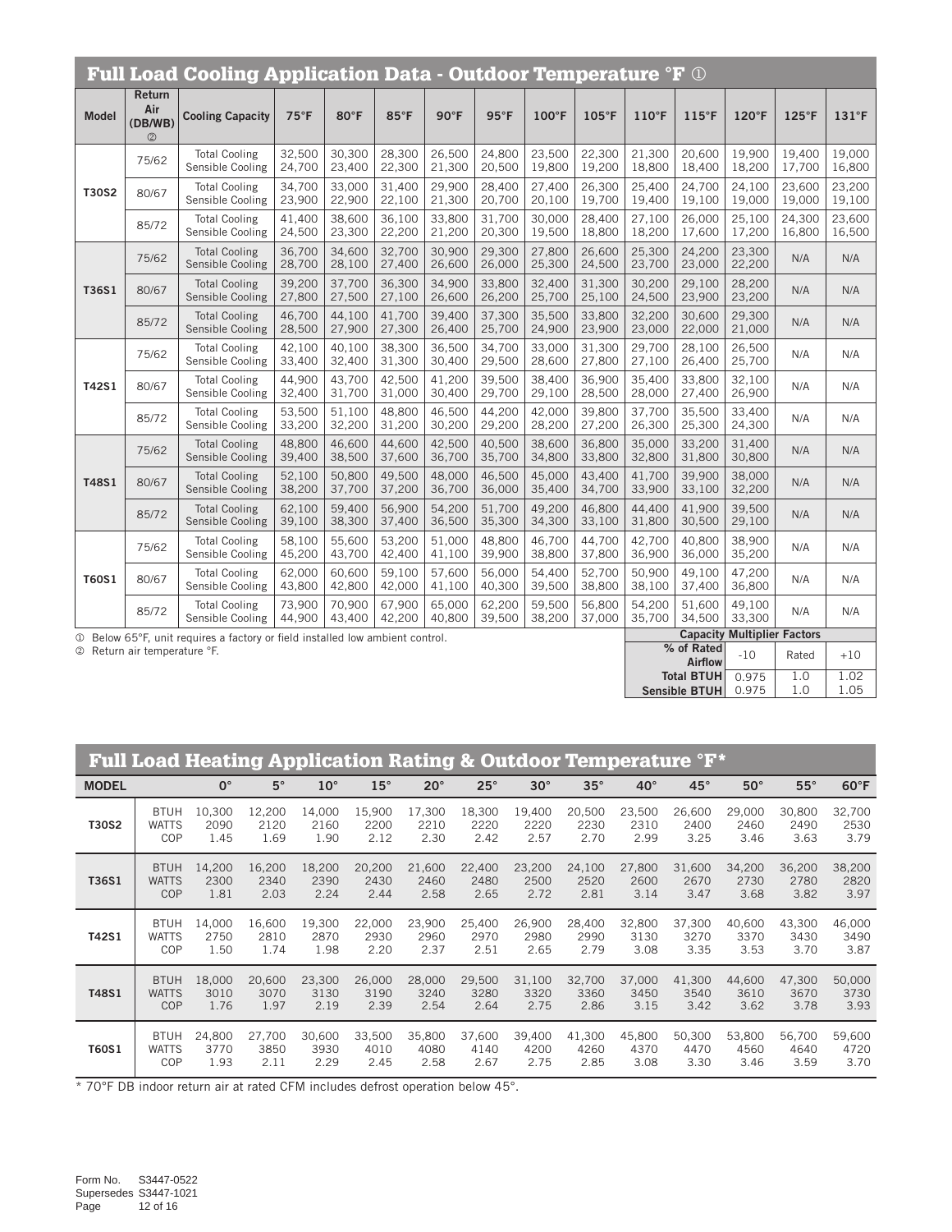## Full Load Cooling Application Data - Outdoor Temperature °F ①

| Model | Return Air (DB/WB) ② | Cooling Capacity | 75°F | 80°F | 85°F | 90°F | 95°F | 100°F | 105°F | 110°F | 115°F | 120°F | 125°F | 131°F |
|---|---|---|---|---|---|---|---|---|---|---|---|---|---|---|
| T30S2 | 75/62 | Total Cooling | 32,500 | 30,300 | 28,300 | 26,500 | 24,800 | 23,500 | 22,300 | 21,300 | 20,600 | 19,900 | 19,400 | 19,000 |
| | | Sensible Cooling | 24,700 | 23,400 | 22,300 | 21,300 | 20,500 | 19,800 | 19,200 | 18,800 | 18,400 | 18,200 | 17,700 | 16,800 |
| | 80/67 | Total Cooling | 34,700 | 33,000 | 31,400 | 29,900 | 28,400 | 27,400 | 26,300 | 25,400 | 24,700 | 24,100 | 23,600 | 23,200 |
| | | Sensible Cooling | 23,900 | 22,900 | 22,100 | 21,300 | 20,700 | 20,100 | 19,700 | 19,400 | 19,100 | 19,000 | 19,000 | 19,100 |
| | 85/72 | Total Cooling | 41,400 | 38,600 | 36,100 | 33,800 | 31,700 | 30,000 | 28,400 | 27,100 | 26,000 | 25,100 | 24,300 | 23,600 |
| | | Sensible Cooling | 24,500 | 23,300 | 22,200 | 21,200 | 20,300 | 19,500 | 18,800 | 18,200 | 17,600 | 17,200 | 16,800 | 16,500 |
| T36S1 | 75/62 | Total Cooling | 36,700 | 34,600 | 32,700 | 30,900 | 29,300 | 27,800 | 26,600 | 25,300 | 24,200 | 23,300 | N/A | N/A |
| | | Sensible Cooling | 28,700 | 28,100 | 27,400 | 26,600 | 26,000 | 25,300 | 24,500 | 23,700 | 23,000 | 22,200 | | |
| | 80/67 | Total Cooling | 39,200 | 37,700 | 36,300 | 34,900 | 33,800 | 32,400 | 31,300 | 30,200 | 29,100 | 28,200 | N/A | N/A |
| | | Sensible Cooling | 27,800 | 27,500 | 27,100 | 26,600 | 26,200 | 25,700 | 25,100 | 24,500 | 23,900 | 23,200 | | |
| | 85/72 | Total Cooling | 46,700 | 44,100 | 41,700 | 39,400 | 37,300 | 35,500 | 33,800 | 32,200 | 30,600 | 29,300 | N/A | N/A |
| | | Sensible Cooling | 28,500 | 27,900 | 27,300 | 26,400 | 25,700 | 24,900 | 23,900 | 23,000 | 22,000 | 21,000 | | |
| T42S1 | 75/62 | Total Cooling | 42,100 | 40,100 | 38,300 | 36,500 | 34,700 | 33,000 | 31,300 | 29,700 | 28,100 | 26,500 | N/A | N/A |
| | | Sensible Cooling | 33,400 | 32,400 | 31,300 | 30,400 | 29,500 | 28,600 | 27,800 | 27,100 | 26,400 | 25,700 | | |
| | 80/67 | Total Cooling | 44,900 | 43,700 | 42,500 | 41,200 | 39,500 | 38,400 | 36,900 | 35,400 | 33,800 | 32,100 | N/A | N/A |
| | | Sensible Cooling | 32,400 | 31,700 | 31,000 | 30,400 | 29,700 | 29,100 | 28,500 | 28,000 | 27,400 | 26,900 | | |
| | 85/72 | Total Cooling | 53,500 | 51,100 | 48,800 | 46,500 | 44,200 | 42,000 | 39,800 | 37,700 | 35,500 | 33,400 | N/A | N/A |
| | | Sensible Cooling | 33,200 | 32,200 | 31,200 | 30,200 | 29,200 | 28,200 | 27,200 | 26,300 | 25,300 | 24,300 | | |
| T48S1 | 75/62 | Total Cooling | 48,800 | 46,600 | 44,600 | 42,500 | 40,500 | 38,600 | 36,800 | 35,000 | 33,200 | 31,400 | N/A | N/A |
| | | Sensible Cooling | 39,400 | 38,500 | 37,600 | 36,700 | 35,700 | 34,800 | 33,800 | 32,800 | 31,800 | 30,800 | | |
| | 80/67 | Total Cooling | 52,100 | 50,800 | 49,500 | 48,000 | 46,500 | 45,000 | 43,400 | 41,700 | 39,900 | 38,000 | N/A | N/A |
| | | Sensible Cooling | 38,200 | 37,700 | 37,200 | 36,700 | 36,000 | 35,400 | 34,700 | 33,900 | 33,100 | 32,200 | | |
| | 85/72 | Total Cooling | 62,100 | 59,400 | 56,900 | 54,200 | 51,700 | 49,200 | 46,800 | 44,400 | 41,900 | 39,500 | N/A | N/A |
| | | Sensible Cooling | 39,100 | 38,300 | 37,400 | 36,500 | 35,300 | 34,300 | 33,100 | 31,800 | 30,500 | 29,100 | | |
| T60S1 | 75/62 | Total Cooling | 58,100 | 55,600 | 53,200 | 51,000 | 48,800 | 46,700 | 44,700 | 42,700 | 40,800 | 38,900 | N/A | N/A |
| | | Sensible Cooling | 45,200 | 43,700 | 42,400 | 41,100 | 39,900 | 38,800 | 37,800 | 36,900 | 36,000 | 35,200 | | |
| | 80/67 | Total Cooling | 62,000 | 60,600 | 59,100 | 57,600 | 56,000 | 54,400 | 52,700 | 50,900 | 49,100 | 47,200 | N/A | N/A |
| | | Sensible Cooling | 43,800 | 42,800 | 42,000 | 41,100 | 40,300 | 39,500 | 38,800 | 38,100 | 37,400 | 36,800 | | |
| | 85/72 | Total Cooling | 73,900 | 70,900 | 67,900 | 65,000 | 62,200 | 59,500 | 56,800 | 54,200 | 51,600 | 49,100 | N/A | N/A |
| | | Sensible Cooling | 44,900 | 43,400 | 42,200 | 40,800 | 39,500 | 38,200 | 37,000 | 35,700 | 34,500 | 33,300 | | |

① Below 65°F, unit requires a factory or field installed low ambient control.

② Return air temperature °F.

| Capacity Multiplier Factors | | | |
|---|---|---|---|
| % of Rated Airflow | -10 | Rated | +10 |
| Total BTUH | 0.975 | 1.0 | 1.02 |
| Sensible BTUH | 0.975 | 1.0 | 1.05 |

## Full Load Heating Application Rating & Outdoor Temperature °F*

| MODEL | | 0° | 5° | 10° | 15° | 20° | 25° | 30° | 35° | 40° | 45° | 50° | 55° | 60°F |
|---|---|---|---|---|---|---|---|---|---|---|---|---|---|---|
| T30S2 | BTUH | 10,300 | 12,200 | 14,000 | 15,900 | 17,300 | 18,300 | 19,400 | 20,500 | 23,500 | 26,600 | 29,000 | 30,800 | 32,700 |
| | WATTS | 2090 | 2120 | 2160 | 2200 | 2210 | 2220 | 2220 | 2230 | 2310 | 2400 | 2460 | 2490 | 2530 |
| | COP | 1.45 | 1.69 | 1.90 | 2.12 | 2.30 | 2.42 | 2.57 | 2.70 | 2.99 | 3.25 | 3.46 | 3.63 | 3.79 |
| T36S1 | BTUH | 14,200 | 16,200 | 18,200 | 20,200 | 21,600 | 22,400 | 23,200 | 24,100 | 27,800 | 31,600 | 34,200 | 36,200 | 38,200 |
| | WATTS | 2300 | 2340 | 2390 | 2430 | 2460 | 2480 | 2500 | 2520 | 2600 | 2670 | 2730 | 2780 | 2820 |
| | COP | 1.81 | 2.03 | 2.24 | 2.44 | 2.58 | 2.65 | 2.72 | 2.81 | 3.14 | 3.47 | 3.68 | 3.82 | 3.97 |
| T42S1 | BTUH | 14,000 | 16,600 | 19,300 | 22,000 | 23,900 | 25,400 | 26,900 | 28,400 | 32,800 | 37,300 | 40,600 | 43,300 | 46,000 |
| | WATTS | 2750 | 2810 | 2870 | 2930 | 2960 | 2970 | 2980 | 2990 | 3130 | 3270 | 3370 | 3430 | 3490 |
| | COP | 1.50 | 1.74 | 1.98 | 2.20 | 2.37 | 2.51 | 2.65 | 2.79 | 3.08 | 3.35 | 3.53 | 3.70 | 3.87 |
| T48S1 | BTUH | 18,000 | 20,600 | 23,300 | 26,000 | 28,000 | 29,500 | 31,100 | 32,700 | 37,000 | 41,300 | 44,600 | 47,300 | 50,000 |
| | WATTS | 3010 | 3070 | 3130 | 3190 | 3240 | 3280 | 3320 | 3360 | 3450 | 3540 | 3610 | 3670 | 3730 |
| | COP | 1.76 | 1.97 | 2.19 | 2.39 | 2.54 | 2.64 | 2.75 | 2.86 | 3.15 | 3.42 | 3.62 | 3.78 | 3.93 |
| T60S1 | BTUH | 24,800 | 27,700 | 30,600 | 33,500 | 35,800 | 37,600 | 39,400 | 41,300 | 45,800 | 50,300 | 53,800 | 56,700 | 59,600 |
| | WATTS | 3770 | 3850 | 3930 | 4010 | 4080 | 4140 | 4200 | 4260 | 4370 | 4470 | 4560 | 4640 | 4720 |
| | COP | 1.93 | 2.11 | 2.29 | 2.45 | 2.58 | 2.67 | 2.75 | 2.85 | 3.08 | 3.30 | 3.46 | 3.59 | 3.70 |

* 70°F DB indoor return air at rated CFM includes defrost operation below 45°.

Form No. S3447-0522
Supersedes S3447-1021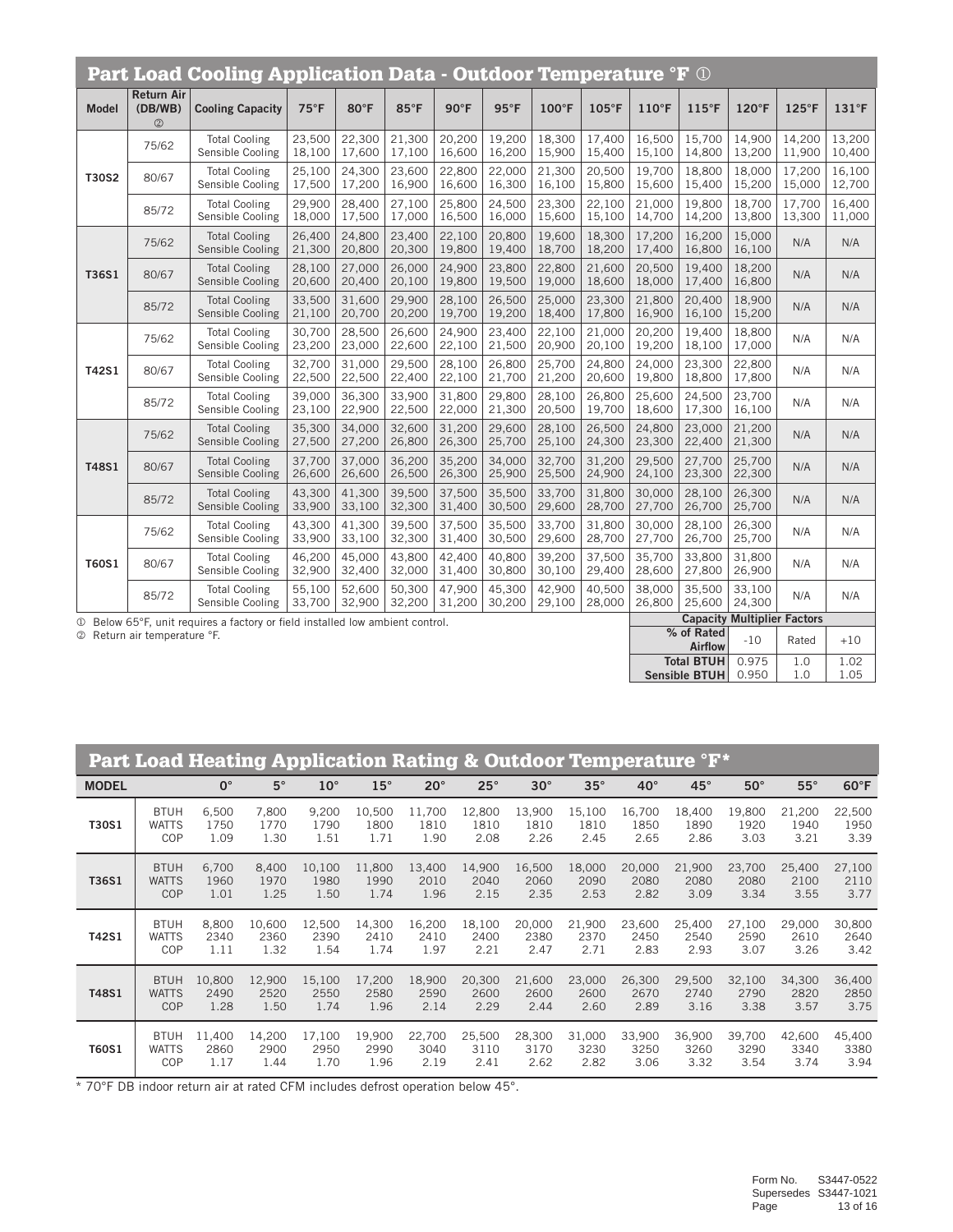## Part Load Cooling Application Data - Outdoor Temperature °F ①

| Model | Return Air (DB/WB) ② | Cooling Capacity | 75°F | 80°F | 85°F | 90°F | 95°F | 100°F | 105°F | 110°F | 115°F | 120°F | 125°F | 131°F |
|---|---|---|---|---|---|---|---|---|---|---|---|---|---|---|
| T30S2 | 75/62 | Total Cooling<br>Sensible Cooling | 23,500<br>18,100 | 22,300<br>17,600 | 21,300<br>17,100 | 20,200<br>16,600 | 19,200<br>16,200 | 18,300<br>15,900 | 17,400<br>15,400 | 16,500<br>15,100 | 15,700<br>14,800 | 14,900<br>13,200 | 14,200<br>11,900 | 13,200<br>10,400 |
| | 80/67 | Total Cooling<br>Sensible Cooling | 25,100<br>17,500 | 24,300<br>17,200 | 23,600<br>16,900 | 22,800<br>16,600 | 22,000<br>16,300 | 21,300<br>16,100 | 20,500<br>15,800 | 19,700<br>15,600 | 18,800<br>15,400 | 18,000<br>15,200 | 17,200<br>15,000 | 16,100<br>12,700 |
| | 85/72 | Total Cooling<br>Sensible Cooling | 29,900<br>18,000 | 28,400<br>17,500 | 27,100<br>17,000 | 25,800<br>16,500 | 24,500<br>16,000 | 23,300<br>15,600 | 22,100<br>15,100 | 21,000<br>14,700 | 19,800<br>14,200 | 18,700<br>13,800 | 17,700<br>13,300 | 16,400<br>11,000 |
| T36S1 | 75/62 | Total Cooling<br>Sensible Cooling | 26,400<br>21,300 | 24,800<br>20,800 | 23,400<br>20,300 | 22,100<br>19,800 | 20,800<br>19,400 | 19,600<br>18,700 | 18,300<br>18,200 | 17,200<br>17,400 | 16,200<br>16,800 | 15,000<br>16,100 | N/A | N/A |
| | 80/67 | Total Cooling<br>Sensible Cooling | 28,100<br>20,600 | 27,000<br>20,400 | 26,000<br>20,100 | 24,900<br>19,800 | 23,800<br>19,500 | 22,800<br>19,000 | 21,600<br>18,600 | 20,500<br>18,000 | 19,400<br>17,400 | 18,200<br>16,800 | N/A | N/A |
| | 85/72 | Total Cooling<br>Sensible Cooling | 33,500<br>21,100 | 31,600<br>20,700 | 29,900<br>20,200 | 28,100<br>19,700 | 26,500<br>19,200 | 25,000<br>18,400 | 23,300<br>17,800 | 21,800<br>16,900 | 20,400<br>16,100 | 18,900<br>15,200 | N/A | N/A |
| T42S1 | 75/62 | Total Cooling<br>Sensible Cooling | 30,700<br>23,200 | 28,500<br>23,000 | 26,600<br>22,600 | 24,900<br>22,100 | 23,400<br>21,500 | 22,100<br>20,900 | 21,000<br>20,100 | 20,200<br>19,200 | 19,400<br>18,100 | 18,800<br>17,000 | N/A | N/A |
| | 80/67 | Total Cooling<br>Sensible Cooling | 32,700<br>22,500 | 31,000<br>22,500 | 29,500<br>22,400 | 28,100<br>22,100 | 26,800<br>21,700 | 25,700<br>21,200 | 24,800<br>20,600 | 24,000<br>19,800 | 23,300<br>18,800 | 22,800<br>17,800 | N/A | N/A |
| | 85/72 | Total Cooling<br>Sensible Cooling | 39,000<br>23,100 | 36,300<br>22,900 | 33,900<br>22,500 | 31,800<br>22,000 | 29,800<br>21,300 | 28,100<br>20,500 | 26,800<br>19,700 | 25,600<br>18,600 | 24,500<br>17,300 | 23,700<br>16,100 | N/A | N/A |
| T48S1 | 75/62 | Total Cooling<br>Sensible Cooling | 35,300<br>27,500 | 34,000<br>27,200 | 32,600<br>26,800 | 31,200<br>26,300 | 29,600<br>25,700 | 28,100<br>25,100 | 26,500<br>24,300 | 24,800<br>23,300 | 23,000<br>22,400 | 21,200<br>21,300 | N/A | N/A |
| | 80/67 | Total Cooling<br>Sensible Cooling | 37,700<br>26,600 | 37,000<br>26,600 | 36,200<br>26,500 | 35,200<br>26,300 | 34,000<br>25,900 | 32,700<br>25,500 | 31,200<br>24,900 | 29,500<br>24,100 | 27,700<br>23,300 | 25,700<br>22,300 | N/A | N/A |
| | 85/72 | Total Cooling<br>Sensible Cooling | 43,300<br>33,900 | 41,300<br>33,100 | 39,500<br>32,300 | 37,500<br>31,400 | 35,500<br>30,500 | 33,700<br>29,600 | 31,800<br>28,700 | 30,000<br>27,700 | 28,100<br>26,700 | 26,300<br>25,700 | N/A | N/A |
| T60S1 | 75/62 | Total Cooling<br>Sensible Cooling | 43,300<br>33,900 | 41,300<br>33,100 | 39,500<br>32,300 | 37,500<br>31,400 | 35,500<br>30,500 | 33,700<br>29,600 | 31,800<br>28,700 | 30,000<br>27,700 | 28,100<br>26,700 | 26,300<br>25,700 | N/A | N/A |
| | 80/67 | Total Cooling<br>Sensible Cooling | 46,200<br>32,900 | 45,000<br>32,400 | 43,800<br>32,000 | 42,400<br>31,400 | 40,800<br>30,800 | 39,200<br>30,100 | 37,500<br>29,400 | 35,700<br>28,600 | 33,800<br>27,800 | 31,800<br>26,900 | N/A | N/A |
| | 85/72 | Total Cooling<br>Sensible Cooling | 55,100<br>33,700 | 52,600<br>32,900 | 50,300<br>32,200 | 47,900<br>31,200 | 45,300<br>30,200 | 42,900<br>29,100 | 40,500<br>28,000 | 38,000<br>26,800 | 35,500<br>25,600 | 33,100<br>24,300 | N/A | N/A |

① Below 65°F, unit requires a factory or field installed low ambient control.
② Return air temperature °F.

**Capacity Multiplier Factors**

| % of Rated Airflow | -10 | Rated | +10 |
|---|---|---|---|
| Total BTUH | 0.975 | 1.0 | 1.02 |
| Sensible BTUH | 0.950 | 1.0 | 1.05 |

## Part Load Heating Application Rating & Outdoor Temperature °F*

| MODEL | | 0° | 5° | 10° | 15° | 20° | 25° | 30° | 35° | 40° | 45° | 50° | 55° | 60°F |
|---|---|---|---|---|---|---|---|---|---|---|---|---|---|---|
| T30S1 | BTUH<br>WATTS<br>COP | 6,500<br>1750<br>1.09 | 7,800<br>1770<br>1.30 | 9,200<br>1790<br>1.51 | 10,500<br>1800<br>1.71 | 11,700<br>1810<br>1.90 | 12,800<br>1810<br>2.08 | 13,900<br>1810<br>2.26 | 15,100<br>1810<br>2.45 | 16,700<br>1850<br>2.65 | 18,400<br>1890<br>2.86 | 19,800<br>1920<br>3.03 | 21,200<br>1940<br>3.21 | 22,500<br>1950<br>3.39 |
| T36S1 | BTUH<br>WATTS<br>COP | 6,700<br>1960<br>1.01 | 8,400<br>1970<br>1.25 | 10,100<br>1980<br>1.50 | 11,800<br>1990<br>1.74 | 13,400<br>2010<br>1.96 | 14,900<br>2040<br>2.15 | 16,500<br>2060<br>2.35 | 18,000<br>2090<br>2.53 | 20,000<br>2080<br>2.82 | 21,900<br>2080<br>3.09 | 23,700<br>2080<br>3.34 | 25,400<br>2100<br>3.55 | 27,100<br>2110<br>3.77 |
| T42S1 | BTUH<br>WATTS<br>COP | 8,800<br>2340<br>1.11 | 10,600<br>2360<br>1.32 | 12,500<br>2390<br>1.54 | 14,300<br>2410<br>1.74 | 16,200<br>2410<br>1.97 | 18,100<br>2400<br>2.21 | 20,000<br>2380<br>2.47 | 21,900<br>2370<br>2.71 | 23,600<br>2450<br>2.83 | 25,400<br>2540<br>2.93 | 27,100<br>2590<br>3.07 | 29,000<br>2610<br>3.26 | 30,800<br>2640<br>3.42 |
| T48S1 | BTUH<br>WATTS<br>COP | 10,800<br>2490<br>1.28 | 12,900<br>2520<br>1.50 | 15,100<br>2550<br>1.74 | 17,200<br>2580<br>1.96 | 18,900<br>2590<br>2.14 | 20,300<br>2600<br>2.29 | 21,600<br>2600<br>2.44 | 23,000<br>2600<br>2.60 | 26,300<br>2670<br>2.89 | 29,500<br>2740<br>3.16 | 32,100<br>2790<br>3.38 | 34,300<br>2820<br>3.57 | 36,400<br>2850<br>3.75 |
| T60S1 | BTUH<br>WATTS<br>COP | 11,400<br>2860<br>1.17 | 14,200<br>2900<br>1.44 | 17,100<br>2950<br>1.70 | 19,900<br>2990<br>1.96 | 22,700<br>3040<br>2.19 | 25,500<br>3110<br>2.41 | 28,300<br>3170<br>2.62 | 31,000<br>3230<br>2.82 | 33,900<br>3250<br>3.06 | 36,900<br>3260<br>3.32 | 39,700<br>3290<br>3.54 | 42,600<br>3340<br>3.74 | 45,400<br>3380<br>3.94 |

* 70°F DB indoor return air at rated CFM includes defrost operation below 45°.

Form No. S3447-0522
Supersedes S3447-1021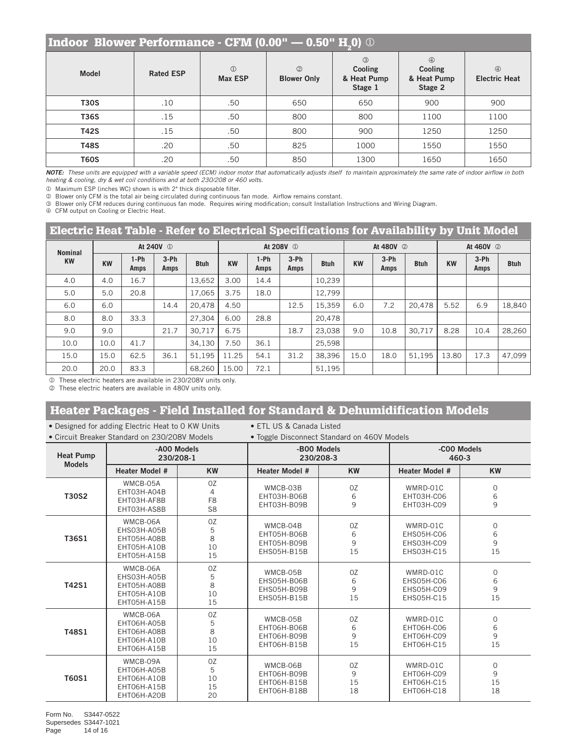## Indoor Blower Performance - CFM (0.00" — 0.50" $H_2O$) ①

| Model | Rated ESP | ① Max ESP | ② Blower Only | ③ Cooling & Heat Pump Stage 1 | ④ Cooling & Heat Pump Stage 2 | ④ Electric Heat |
|---|---|---|---|---|---|---|
| **T30S** | .10 | .50 | 650 | 650 | 900 | 900 |
| **T36S** | .15 | .50 | 800 | 800 | 1100 | 1100 |
| **T42S** | .15 | .50 | 800 | 900 | 1250 | 1250 |
| **T48S** | .20 | .50 | 825 | 1000 | 1550 | 1550 |
| **T60S** | .20 | .50 | 850 | 1300 | 1650 | 1650 |

***NOTE:*** *These units are equipped with a variable speed (ECM) indoor motor that automatically adjusts itself to maintain approximately the same rate of indoor airflow in both heating & cooling, dry & wet coil conditions and at both 230/208 or 460 volts.*

① Maximum ESP (inches WC) shown is with 2" thick disposable filter.
② Blower only CFM is the total air being circulated during continuous fan mode. Airflow remains constant.
③ Blower only CFM reduces during continuous fan mode. Requires wiring modification; consult Installation Instructions and Wiring Diagram.
④ CFM output on Cooling or Electric Heat.

## Electric Heat Table - Refer to Electrical Specifications for Availability by Unit Model

| Nominal KW | At 240V ① | | | | At 208V ① | | | | At 480V ② | | | At 460V ② | | |
|---|---|---|---|---|---|---|---|---|---|---|---|---|---|---|
| | KW | 1-Ph Amps | 3-Ph Amps | Btuh | KW | 1-Ph Amps | 3-Ph Amps | Btuh | KW | 3-Ph Amps | Btuh | KW | 3-Ph Amps | Btuh |
| 4.0 | 4.0 | 16.7 | | 13,652 | 3.00 | 14.4 | | 10,239 | | | | | | |
| 5.0 | 5.0 | 20.8 | | 17,065 | 3.75 | 18.0 | | 12,799 | | | | | | |
| 6.0 | 6.0 | | 14.4 | 20,478 | 4.50 | | 12.5 | 15,359 | 6.0 | 7.2 | 20,478 | 5.52 | 6.9 | 18,840 |
| 8.0 | 8.0 | 33.3 | | 27,304 | 6.00 | 28.8 | | 20,478 | | | | | | |
| 9.0 | 9.0 | | 21.7 | 30,717 | 6.75 | | 18.7 | 23,038 | 9.0 | 10.8 | 30,717 | 8.28 | 10.4 | 28,260 |
| 10.0 | 10.0 | 41.7 | | 34,130 | 7.50 | 36.1 | | 25,598 | | | | | | |
| 15.0 | 15.0 | 62.5 | 36.1 | 51,195 | 11.25 | 54.1 | 31.2 | 38,396 | 15.0 | 18.0 | 51,195 | 13.80 | 17.3 | 47,099 |
| 20.0 | 20.0 | 83.3 | | 68,260 | 15.00 | 72.1 | | 51,195 | | | | | | |

① These electric heaters are available in 230/208V units only.
② These electric heaters are available in 480V units only.

## Heater Packages - Field Installed for Standard & Dehumidification Models

- Designed for adding Electric Heat to 0 KW Units
- Circuit Breaker Standard on 230/208V Models
- ETL US & Canada Listed
- Toggle Disconnect Standard on 460V Models

| Heat Pump Models | -A00 Models 230/208-1 | | -B00 Models 230/208-3 | | -C00 Models 460-3 | |
|---|---|---|---|---|---|---|
| | Heater Model # | KW | Heater Model # | KW | Heater Model # | KW |
| **T30S2** | WMCB-05A<br>EHT03H-A04B<br>EHT03H-AF8B<br>EHT03H-AS8B | 0Z<br>4<br>F8<br>S8 | WMCB-03B<br>EHT03H-B06B<br>EHT03H-B09B | 0Z<br>6<br>9 | WMRD-01C<br>EHT03H-C06<br>EHT03H-C09 | 0<br>6<br>9 |
| **T36S1** | WMCB-06A<br>EHS03H-A05B<br>EHT05H-A08B<br>EHT05H-A10B<br>EHT05H-A15B | 0Z<br>5<br>8<br>10<br>15 | WMCB-04B<br>EHT05H-B06B<br>EHT05H-B09B<br>EHS05H-B15B | 0Z<br>6<br>9<br>15 | WMRD-01C<br>EHS05H-C06<br>EHS03H-C09<br>EHS03H-C15 | 0<br>6<br>9<br>15 |
| **T42S1** | WMCB-06A<br>EHS03H-A05B<br>EHT05H-A08B<br>EHT05H-A10B<br>EHT05H-A15B | 0Z<br>5<br>8<br>10<br>15 | WMCB-05B<br>EHS05H-B06B<br>EHS05H-B09B<br>EHS05H-B15B | 0Z<br>6<br>9<br>15 | WMRD-01C<br>EHS05H-C06<br>EHS05H-C09<br>EHS05H-C15 | 0<br>6<br>9<br>15 |
| **T48S1** | WMCB-06A<br>EHT06H-A05B<br>EHT06H-A08B<br>EHT06H-A10B<br>EHT06H-A15B | 0Z<br>5<br>8<br>10<br>15 | WMCB-05B<br>EHT06H-B06B<br>EHT06H-B09B<br>EHT06H-B15B | 0Z<br>6<br>9<br>15 | WMRD-01C<br>EHT06H-C06<br>EHT06H-C09<br>EHT06H-C15 | 0<br>6<br>9<br>15 |
| **T60S1** | WMCB-09A<br>EHT06H-A05B<br>EHT06H-A10B<br>EHT06H-A15B<br>EHT06H-A20B | 0Z<br>5<br>10<br>15<br>20 | WMCB-06B<br>EHT06H-B09B<br>EHT06H-B15B<br>EHT06H-B18B | 0Z<br>9<br>15<br>18 | WMRD-01C<br>EHT06H-C09<br>EHT06H-C15<br>EHT06H-C18 | 0<br>9<br>15<br>18 |

Form No. S3447-0522
Supersedes S3447-1021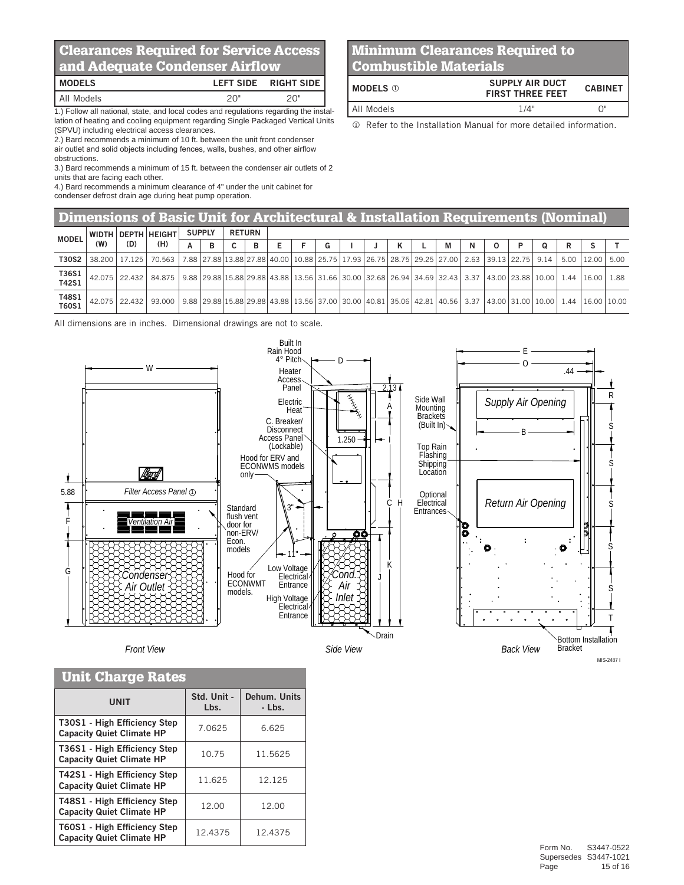## Clearances Required for Service Access and Adequate Condenser Airflow

| MODELS | LEFT SIDE | RIGHT SIDE |
|---|---|---|
| All Models | 20" | 20" |

1.) Follow all national, state, and local codes and regulations regarding the installation of heating and cooling equipment regarding Single Packaged Vertical Units (SPVU) including electrical access clearances.
2.) Bard recommends a minimum of 10 ft. between the unit front condenser air outlet and solid objects including fences, walls, bushes, and other airflow obstructions.
3.) Bard recommends a minimum of 15 ft. between the condenser air outlets of 2 units that are facing each other.
4.) Bard recommends a minimum clearance of 4" under the unit cabinet for condenser defrost drain age during heat pump operation.

## Minimum Clearances Required to Combustible Materials

| MODELS ① | SUPPLY AIR DUCT FIRST THREE FEET | CABINET |
|---|---|---|
| All Models | 1/4" | 0" |

① Refer to the Installation Manual for more detailed information.

## Dimensions of Basic Unit for Architectural & Installation Requirements (Nominal)

| MODEL | WIDTH (W) | DEPTH (D) | HEIGHT (H) | SUPPLY | | RETURN | | | | | | | | | | | | | | | | |
|---|---|---|---|---|---|---|---|---|---|---|---|---|---|---|---|---|---|---|---|---|---|---|
| | | | | A | B | C | B | E | F | G | I | J | K | L | M | N | O | P | Q | R | S | T |
| T30S2 | 38.200 | 17.125 | 70.563 | 7.88 | 27.88 | 13.88 | 27.88 | 40.00 | 10.88 | 25.75 | 17.93 | 26.75 | 28.75 | 29.25 | 27.00 | 2.63 | 39.13 | 22.75 | 9.14 | 5.00 | 12.00 | 5.00 |
| T36S1 T42S1 | 42.075 | 22.432 | 84.875 | 9.88 | 29.88 | 15.88 | 29.88 | 43.88 | 13.56 | 31.66 | 30.00 | 32.68 | 26.94 | 34.69 | 32.43 | 3.37 | 43.00 | 23.88 | 10.00 | 1.44 | 16.00 | 1.88 |
| T48S1 T60S1 | 42.075 | 22.432 | 93.000 | 9.88 | 29.88 | 15.88 | 29.88 | 43.88 | 13.56 | 37.00 | 30.00 | 40.81 | 35.06 | 42.81 | 40.56 | 3.37 | 43.00 | 31.00 | 10.00 | 1.44 | 16.00 | 10.00 |

All dimensions are in inches. Dimensional drawings are not to scale.

Front View — Side View — Back View

MIS-2487 I

## Unit Charge Rates

| UNIT | Std. Unit - Lbs. | Dehum. Units - Lbs. |
|---|---|---|
| T30S1 - High Efficiency Step Capacity Quiet Climate HP | 7.0625 | 6.625 |
| T36S1 - High Efficiency Step Capacity Quiet Climate HP | 10.75 | 11.5625 |
| T42S1 - High Efficiency Step Capacity Quiet Climate HP | 11.625 | 12.125 |
| T48S1 - High Efficiency Step Capacity Quiet Climate HP | 12.00 | 12.00 |
| T60S1 - High Efficiency Step Capacity Quiet Climate HP | 12.4375 | 12.4375 |

Form No. S3447-0522
Supersedes S3447-1021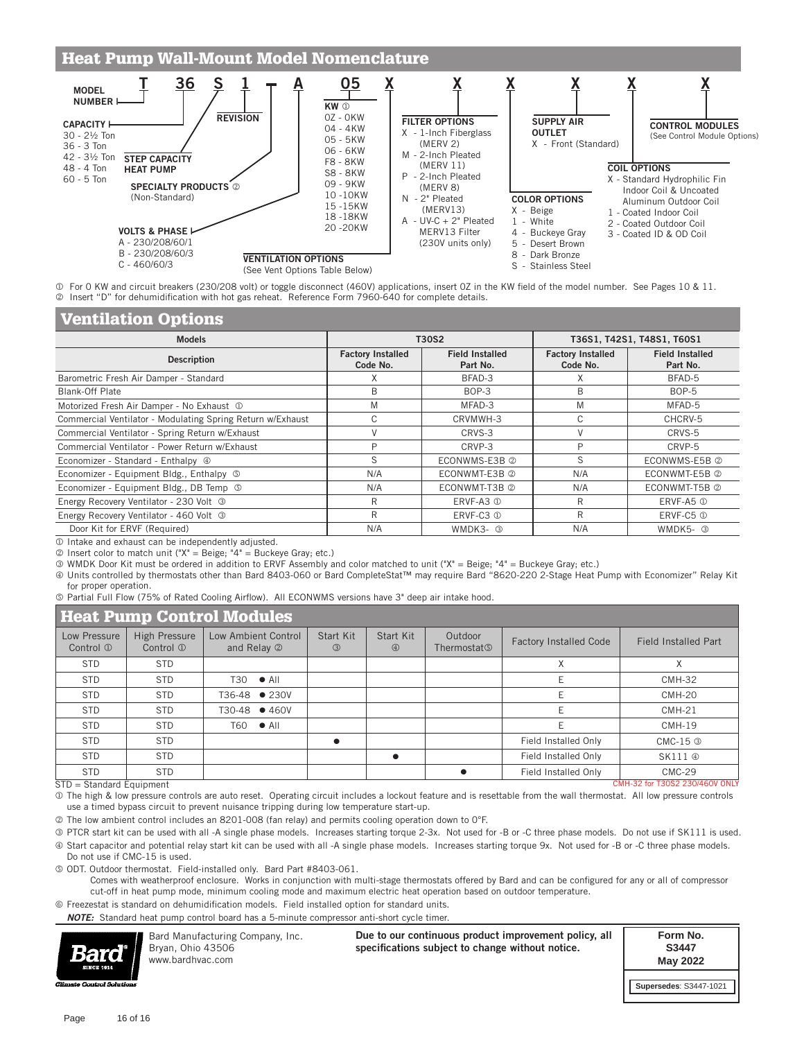## Heat Pump Wall-Mount Model Nomenclature

**T 36 S 1 – A 05 X X X X X X**

**MODEL NUMBER** — T

**CAPACITY**
- 30 - 2½ Ton
- 36 - 3 Ton
- 42 - 3½ Ton
- 48 - 4 Ton
- 60 - 5 Ton

**STEP CAPACITY HEAT PUMP** — S

**REVISION** — 1

**SPECIALTY PRODUCTS** ② (Non-Standard)

**VOLTS & PHASE**
- A - 230/208/60/1
- B - 230/208/60/3
- C - 460/60/3

**KW** ①
- 0Z - 0KW
- 04 - 4KW
- 05 - 5KW
- 06 - 6KW
- F8 - 8KW
- S8 - 8KW
- 09 - 9KW
- 10 -10KW
- 15 -15KW
- 18 -18KW
- 20 -20KW

**VENTILATION OPTIONS**
(See Vent Options Table Below)

**FILTER OPTIONS**
- X - 1-Inch Fiberglass (MERV 2)
- M - 2-Inch Pleated (MERV 11)
- P - 2-Inch Pleated (MERV 8)
- N - 2" Pleated (MERV13)
- A - UV-C + 2" Pleated MERV13 Filter (230V units only)

**SUPPLY AIR OUTLET**
- X - Front (Standard)

**COLOR OPTIONS**
- X - Beige
- 1 - White
- 4 - Buckeye Gray
- 5 - Desert Brown
- 8 - Dark Bronze
- S - Stainless Steel

**COIL OPTIONS**
- X - Standard Hydrophilic Fin Indoor Coil & Uncoated Aluminum Outdoor Coil
- 1 - Coated Indoor Coil
- 2 - Coated Outdoor Coil
- 3 - Coated ID & OD Coil

**CONTROL MODULES**
(See Control Module Options)

① For 0 KW and circuit breakers (230/208 volt) or toggle disconnect (460V) applications, insert 0Z in the KW field of the model number. See Pages 10 & 11.
② Insert "D" for dehumidification with hot gas reheat. Reference Form 7960-640 for complete details.

## Ventilation Options

| Models | T30S2 | | T36S1, T42S1, T48S1, T60S1 | |
|---|---|---|---|---|
| Description | Factory Installed Code No. | Field Installed Part No. | Factory Installed Code No. | Field Installed Part No. |
| Barometric Fresh Air Damper - Standard | X | BFAD-3 | X | BFAD-5 |
| Blank-Off Plate | B | BOP-3 | B | BOP-5 |
| Motorized Fresh Air Damper - No Exhaust ① | M | MFAD-3 | M | MFAD-5 |
| Commercial Ventilator - Modulating Spring Return w/Exhaust | C | CRVMWH-3 | C | CHCRV-5 |
| Commercial Ventilator - Spring Return w/Exhaust | V | CRVS-3 | V | CRVS-5 |
| Commercial Ventilator - Power Return w/Exhaust | P | CRVP-3 | P | CRVP-5 |
| Economizer - Standard - Enthalpy ④ | S | ECONWMS-E3B ② | S | ECONWMS-E5B ② |
| Economizer - Equipment Bldg., Enthalpy ⑤ | N/A | ECONWMT-E3B ② | N/A | ECONWMT-E5B ② |
| Economizer - Equipment Bldg., DB Temp ⑤ | N/A | ECONWMT-T3B ② | N/A | ECONWMT-T5B ② |
| Energy Recovery Ventilator - 230 Volt ③ | R | ERVF-A3 ① | R | ERVF-A5 ① |
| Energy Recovery Ventilator - 460 Volt ③ | R | ERVF-C3 ① | R | ERVF-C5 ① |
| Door Kit for ERVF (Required) | N/A | WMDK3- ③ | N/A | WMDK5- ③ |

① Intake and exhaust can be independently adjusted.
② Insert color to match unit ("X" = Beige; "4" = Buckeye Gray; etc.)
③ WMDK Door Kit must be ordered in addition to ERVF Assembly and color matched to unit ("X" = Beige; "4" = Buckeye Gray; etc.)
④ Units controlled by thermostats other than Bard 8403-060 or Bard CompleteStat™ may require Bard "8620-220 2-Stage Heat Pump with Economizer" Relay Kit for proper operation.
⑤ Partial Full Flow (75% of Rated Cooling Airflow). All ECONWMS versions have 3" deep air intake hood.

## Heat Pump Control Modules

| Low Pressure Control ① | High Pressure Control ① | Low Ambient Control and Relay ② | Start Kit ③ | Start Kit ④ | Outdoor Thermostat⑤ | Factory Installed Code | Field Installed Part |
|---|---|---|---|---|---|---|---|
| STD | STD | | | | | X | X |
| STD | STD | T30 ● All | | | | E | CMH-32 |
| STD | STD | T36-48 ● 230V | | | | E | CMH-20 |
| STD | STD | T30-48 ● 460V | | | | E | CMH-21 |
| STD | STD | T60 ● All | | | | E | CMH-19 |
| STD | STD | | ● | | | Field Installed Only | CMC-15 ③ |
| STD | STD | | | ● | | Field Installed Only | SK111 ④ |
| STD | STD | | | | ● | Field Installed Only | CMC-29 |

STD = Standard Equipment

CMH-32 for T30S2 230/460V ONLY

① The high & low pressure controls are auto reset. Operating circuit includes a lockout feature and is resettable from the wall thermostat. All low pressure controls use a timed bypass circuit to prevent nuisance tripping during low temperature start-up.
② The low ambient control includes an 8201-008 (fan relay) and permits cooling operation down to 0°F.
③ PTCR start kit can be used with all -A single phase models. Increases starting torque 2-3x. Not used for -B or -C three phase models. Do not use if SK111 is used.
④ Start capacitor and potential relay start kit can be used with all -A single phase models. Increases starting torque 9x. Not used for -B or -C three phase models. Do not use if CMC-15 is used.
⑤ ODT. Outdoor thermostat. Field-installed only. Bard Part #8403-061.
Comes with weatherproof enclosure. Works in conjunction with multi-stage thermostats offered by Bard and can be configured for any or all of compressor cut-off in heat pump mode, minimum cooling mode and maximum electric heat operation based on outdoor temperature.
⑥ Freezestat is standard on dehumidification models. Field installed option for standard units.

***NOTE:*** Standard heat pump control board has a 5-minute compressor anti-short cycle timer.

Bard Manufacturing Company, Inc.
Bryan, Ohio 43506
www.bardhvac.com

**Due to our continuous product improvement policy, all specifications subject to change without notice.**

**Form No. S3447**
**May 2022**

**Supersedes**: S3447-1021